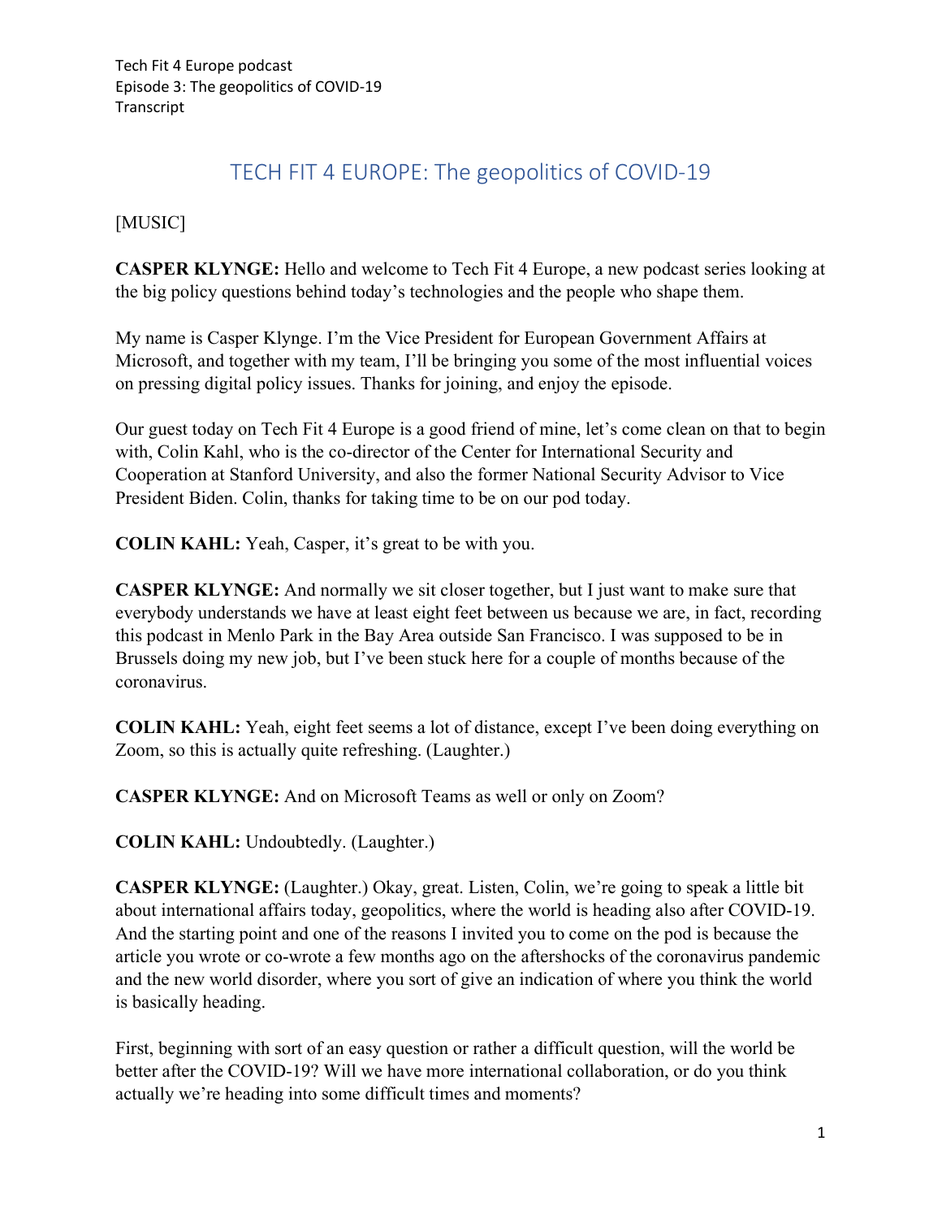Tech Fit 4 Europe podcast
Episode 3: The geopolitics of COVID-19
Transcript

# TECH FIT 4 EUROPE: The geopolitics of COVID-19

[MUSIC]

**CASPER KLYNGE:** Hello and welcome to Tech Fit 4 Europe, a new podcast series looking at the big policy questions behind today's technologies and the people who shape them.

My name is Casper Klynge. I'm the Vice President for European Government Affairs at Microsoft, and together with my team, I'll be bringing you some of the most influential voices on pressing digital policy issues. Thanks for joining, and enjoy the episode.

Our guest today on Tech Fit 4 Europe is a good friend of mine, let's come clean on that to begin with, Colin Kahl, who is the co-director of the Center for International Security and Cooperation at Stanford University, and also the former National Security Advisor to Vice President Biden. Colin, thanks for taking time to be on our pod today.

**COLIN KAHL:** Yeah, Casper, it's great to be with you.

**CASPER KLYNGE:** And normally we sit closer together, but I just want to make sure that everybody understands we have at least eight feet between us because we are, in fact, recording this podcast in Menlo Park in the Bay Area outside San Francisco. I was supposed to be in Brussels doing my new job, but I've been stuck here for a couple of months because of the coronavirus.

**COLIN KAHL:** Yeah, eight feet seems a lot of distance, except I've been doing everything on Zoom, so this is actually quite refreshing. (Laughter.)

**CASPER KLYNGE:** And on Microsoft Teams as well or only on Zoom?

**COLIN KAHL:** Undoubtedly. (Laughter.)

**CASPER KLYNGE:** (Laughter.) Okay, great. Listen, Colin, we're going to speak a little bit about international affairs today, geopolitics, where the world is heading also after COVID-19. And the starting point and one of the reasons I invited you to come on the pod is because the article you wrote or co-wrote a few months ago on the aftershocks of the coronavirus pandemic and the new world disorder, where you sort of give an indication of where you think the world is basically heading.

First, beginning with sort of an easy question or rather a difficult question, will the world be better after the COVID-19? Will we have more international collaboration, or do you think actually we're heading into some difficult times and moments?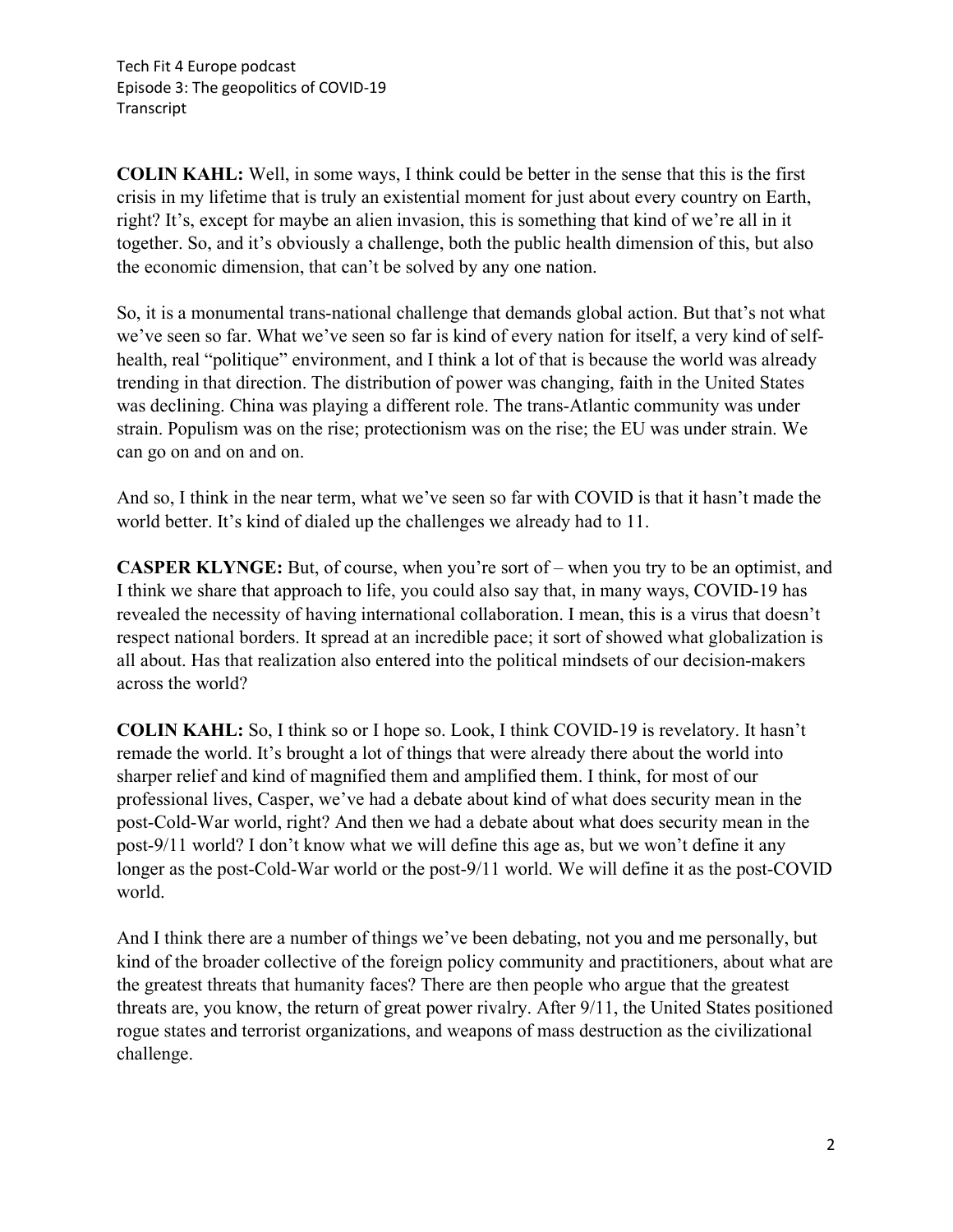**COLIN KAHL:** Well, in some ways, I think could be better in the sense that this is the first crisis in my lifetime that is truly an existential moment for just about every country on Earth, right? It's, except for maybe an alien invasion, this is something that kind of we're all in it together. So, and it's obviously a challenge, both the public health dimension of this, but also the economic dimension, that can't be solved by any one nation.

So, it is a monumental trans-national challenge that demands global action. But that's not what we've seen so far. What we've seen so far is kind of every nation for itself, a very kind of self-health, real "politique" environment, and I think a lot of that is because the world was already trending in that direction. The distribution of power was changing, faith in the United States was declining. China was playing a different role. The trans-Atlantic community was under strain. Populism was on the rise; protectionism was on the rise; the EU was under strain. We can go on and on and on.

And so, I think in the near term, what we've seen so far with COVID is that it hasn't made the world better. It's kind of dialed up the challenges we already had to 11.

**CASPER KLYNGE:** But, of course, when you're sort of – when you try to be an optimist, and I think we share that approach to life, you could also say that, in many ways, COVID-19 has revealed the necessity of having international collaboration. I mean, this is a virus that doesn't respect national borders. It spread at an incredible pace; it sort of showed what globalization is all about. Has that realization also entered into the political mindsets of our decision-makers across the world?

**COLIN KAHL:** So, I think so or I hope so. Look, I think COVID-19 is revelatory. It hasn't remade the world. It's brought a lot of things that were already there about the world into sharper relief and kind of magnified them and amplified them. I think, for most of our professional lives, Casper, we've had a debate about kind of what does security mean in the post-Cold-War world, right? And then we had a debate about what does security mean in the post-9/11 world? I don't know what we will define this age as, but we won't define it any longer as the post-Cold-War world or the post-9/11 world. We will define it as the post-COVID world.

And I think there are a number of things we've been debating, not you and me personally, but kind of the broader collective of the foreign policy community and practitioners, about what are the greatest threats that humanity faces? There are then people who argue that the greatest threats are, you know, the return of great power rivalry. After 9/11, the United States positioned rogue states and terrorist organizations, and weapons of mass destruction as the civilizational challenge.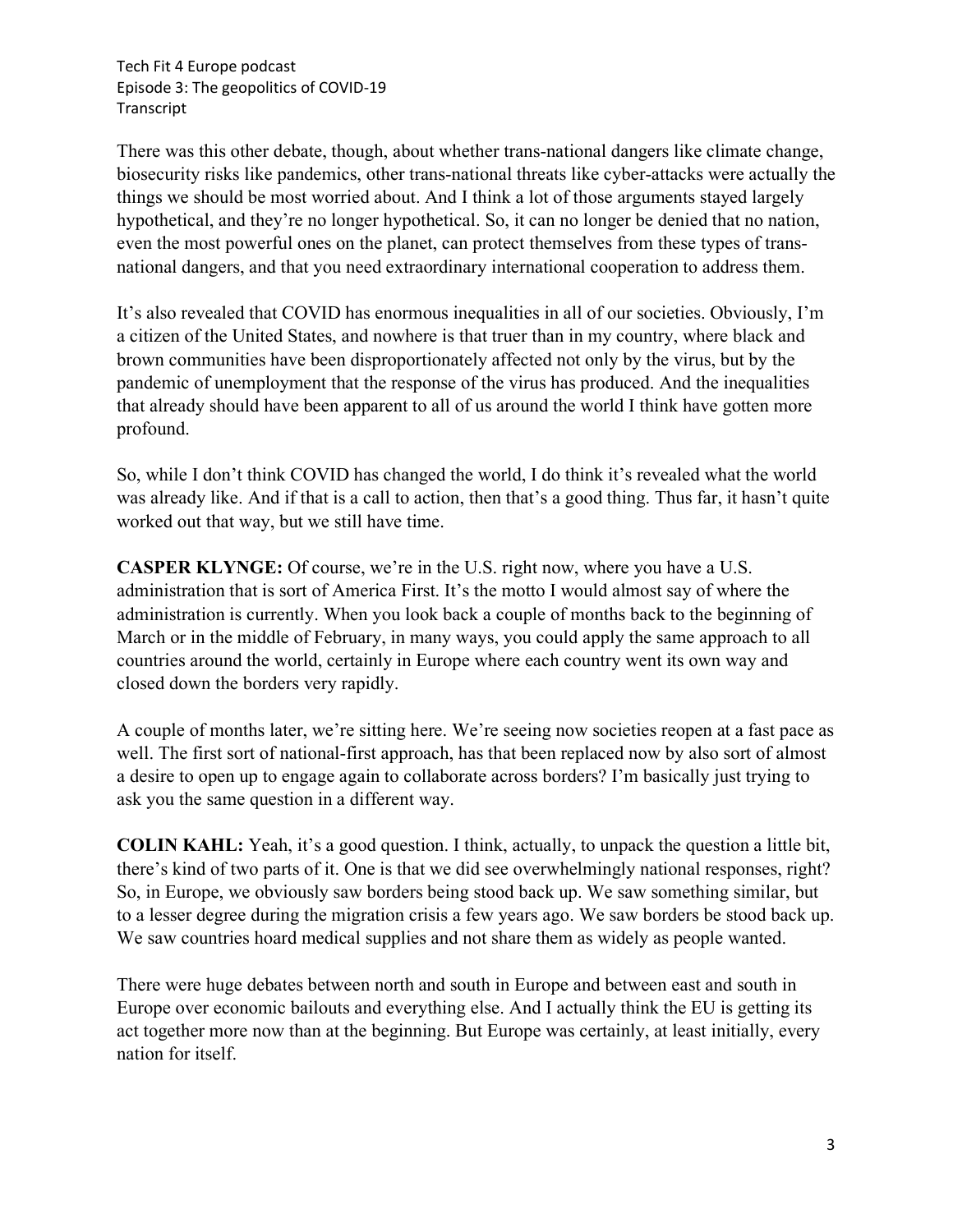There was this other debate, though, about whether trans-national dangers like climate change, biosecurity risks like pandemics, other trans-national threats like cyber-attacks were actually the things we should be most worried about. And I think a lot of those arguments stayed largely hypothetical, and they're no longer hypothetical. So, it can no longer be denied that no nation, even the most powerful ones on the planet, can protect themselves from these types of trans-national dangers, and that you need extraordinary international cooperation to address them.

It's also revealed that COVID has enormous inequalities in all of our societies. Obviously, I'm a citizen of the United States, and nowhere is that truer than in my country, where black and brown communities have been disproportionately affected not only by the virus, but by the pandemic of unemployment that the response of the virus has produced. And the inequalities that already should have been apparent to all of us around the world I think have gotten more profound.

So, while I don't think COVID has changed the world, I do think it's revealed what the world was already like. And if that is a call to action, then that's a good thing. Thus far, it hasn't quite worked out that way, but we still have time.

**CASPER KLYNGE:** Of course, we're in the U.S. right now, where you have a U.S. administration that is sort of America First. It's the motto I would almost say of where the administration is currently. When you look back a couple of months back to the beginning of March or in the middle of February, in many ways, you could apply the same approach to all countries around the world, certainly in Europe where each country went its own way and closed down the borders very rapidly.

A couple of months later, we're sitting here. We're seeing now societies reopen at a fast pace as well. The first sort of national-first approach, has that been replaced now by also sort of almost a desire to open up to engage again to collaborate across borders? I'm basically just trying to ask you the same question in a different way.

**COLIN KAHL:** Yeah, it's a good question. I think, actually, to unpack the question a little bit, there's kind of two parts of it. One is that we did see overwhelmingly national responses, right? So, in Europe, we obviously saw borders being stood back up. We saw something similar, but to a lesser degree during the migration crisis a few years ago. We saw borders be stood back up. We saw countries hoard medical supplies and not share them as widely as people wanted.

There were huge debates between north and south in Europe and between east and south in Europe over economic bailouts and everything else. And I actually think the EU is getting its act together more now than at the beginning. But Europe was certainly, at least initially, every nation for itself.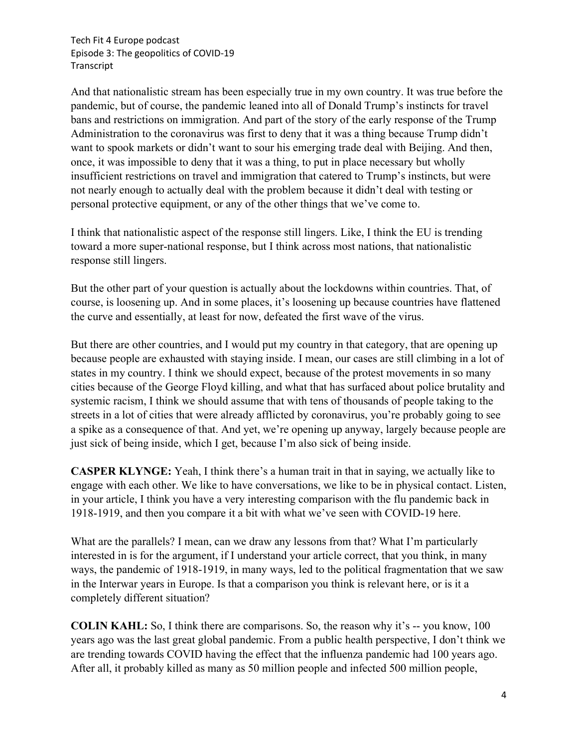And that nationalistic stream has been especially true in my own country. It was true before the pandemic, but of course, the pandemic leaned into all of Donald Trump's instincts for travel bans and restrictions on immigration. And part of the story of the early response of the Trump Administration to the coronavirus was first to deny that it was a thing because Trump didn't want to spook markets or didn't want to sour his emerging trade deal with Beijing. And then, once, it was impossible to deny that it was a thing, to put in place necessary but wholly insufficient restrictions on travel and immigration that catered to Trump's instincts, but were not nearly enough to actually deal with the problem because it didn't deal with testing or personal protective equipment, or any of the other things that we've come to.

I think that nationalistic aspect of the response still lingers. Like, I think the EU is trending toward a more super-national response, but I think across most nations, that nationalistic response still lingers.

But the other part of your question is actually about the lockdowns within countries. That, of course, is loosening up. And in some places, it's loosening up because countries have flattened the curve and essentially, at least for now, defeated the first wave of the virus.

But there are other countries, and I would put my country in that category, that are opening up because people are exhausted with staying inside. I mean, our cases are still climbing in a lot of states in my country. I think we should expect, because of the protest movements in so many cities because of the George Floyd killing, and what that has surfaced about police brutality and systemic racism, I think we should assume that with tens of thousands of people taking to the streets in a lot of cities that were already afflicted by coronavirus, you're probably going to see a spike as a consequence of that. And yet, we're opening up anyway, largely because people are just sick of being inside, which I get, because I'm also sick of being inside.

**CASPER KLYNGE:** Yeah, I think there's a human trait in that in saying, we actually like to engage with each other. We like to have conversations, we like to be in physical contact. Listen, in your article, I think you have a very interesting comparison with the flu pandemic back in 1918-1919, and then you compare it a bit with what we've seen with COVID-19 here.

What are the parallels? I mean, can we draw any lessons from that? What I'm particularly interested in is for the argument, if I understand your article correct, that you think, in many ways, the pandemic of 1918-1919, in many ways, led to the political fragmentation that we saw in the Interwar years in Europe. Is that a comparison you think is relevant here, or is it a completely different situation?

**COLIN KAHL:** So, I think there are comparisons. So, the reason why it's -- you know, 100 years ago was the last great global pandemic. From a public health perspective, I don't think we are trending towards COVID having the effect that the influenza pandemic had 100 years ago. After all, it probably killed as many as 50 million people and infected 500 million people,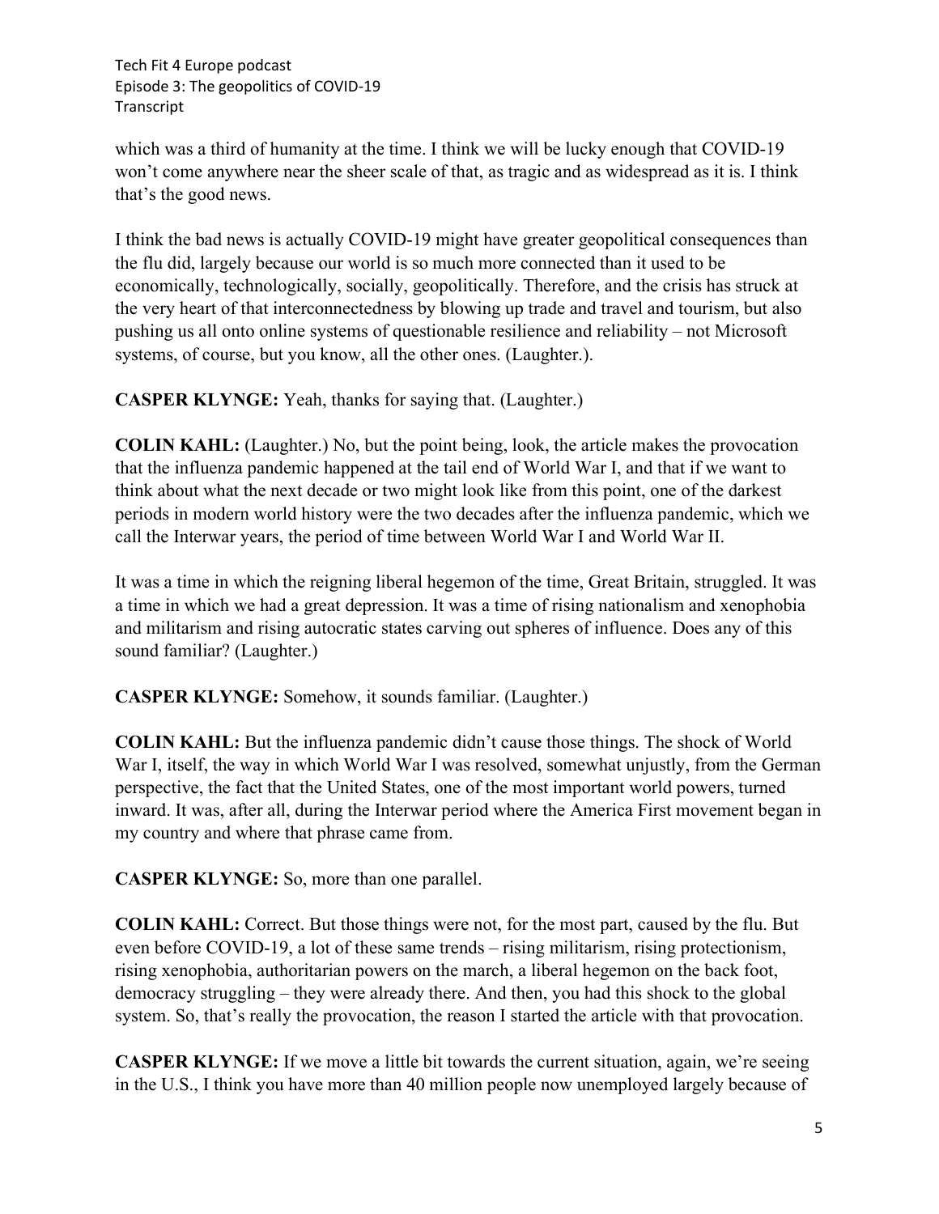which was a third of humanity at the time. I think we will be lucky enough that COVID-19 won't come anywhere near the sheer scale of that, as tragic and as widespread as it is. I think that's the good news.

I think the bad news is actually COVID-19 might have greater geopolitical consequences than the flu did, largely because our world is so much more connected than it used to be economically, technologically, socially, geopolitically. Therefore, and the crisis has struck at the very heart of that interconnectedness by blowing up trade and travel and tourism, but also pushing us all onto online systems of questionable resilience and reliability – not Microsoft systems, of course, but you know, all the other ones. (Laughter.).

**CASPER KLYNGE:** Yeah, thanks for saying that. (Laughter.)

**COLIN KAHL:** (Laughter.) No, but the point being, look, the article makes the provocation that the influenza pandemic happened at the tail end of World War I, and that if we want to think about what the next decade or two might look like from this point, one of the darkest periods in modern world history were the two decades after the influenza pandemic, which we call the Interwar years, the period of time between World War I and World War II.

It was a time in which the reigning liberal hegemon of the time, Great Britain, struggled. It was a time in which we had a great depression. It was a time of rising nationalism and xenophobia and militarism and rising autocratic states carving out spheres of influence. Does any of this sound familiar? (Laughter.)

**CASPER KLYNGE:** Somehow, it sounds familiar. (Laughter.)

**COLIN KAHL:** But the influenza pandemic didn't cause those things. The shock of World War I, itself, the way in which World War I was resolved, somewhat unjustly, from the German perspective, the fact that the United States, one of the most important world powers, turned inward. It was, after all, during the Interwar period where the America First movement began in my country and where that phrase came from.

**CASPER KLYNGE:** So, more than one parallel.

**COLIN KAHL:** Correct. But those things were not, for the most part, caused by the flu. But even before COVID-19, a lot of these same trends – rising militarism, rising protectionism, rising xenophobia, authoritarian powers on the march, a liberal hegemon on the back foot, democracy struggling – they were already there. And then, you had this shock to the global system. So, that's really the provocation, the reason I started the article with that provocation.

**CASPER KLYNGE:** If we move a little bit towards the current situation, again, we're seeing in the U.S., I think you have more than 40 million people now unemployed largely because of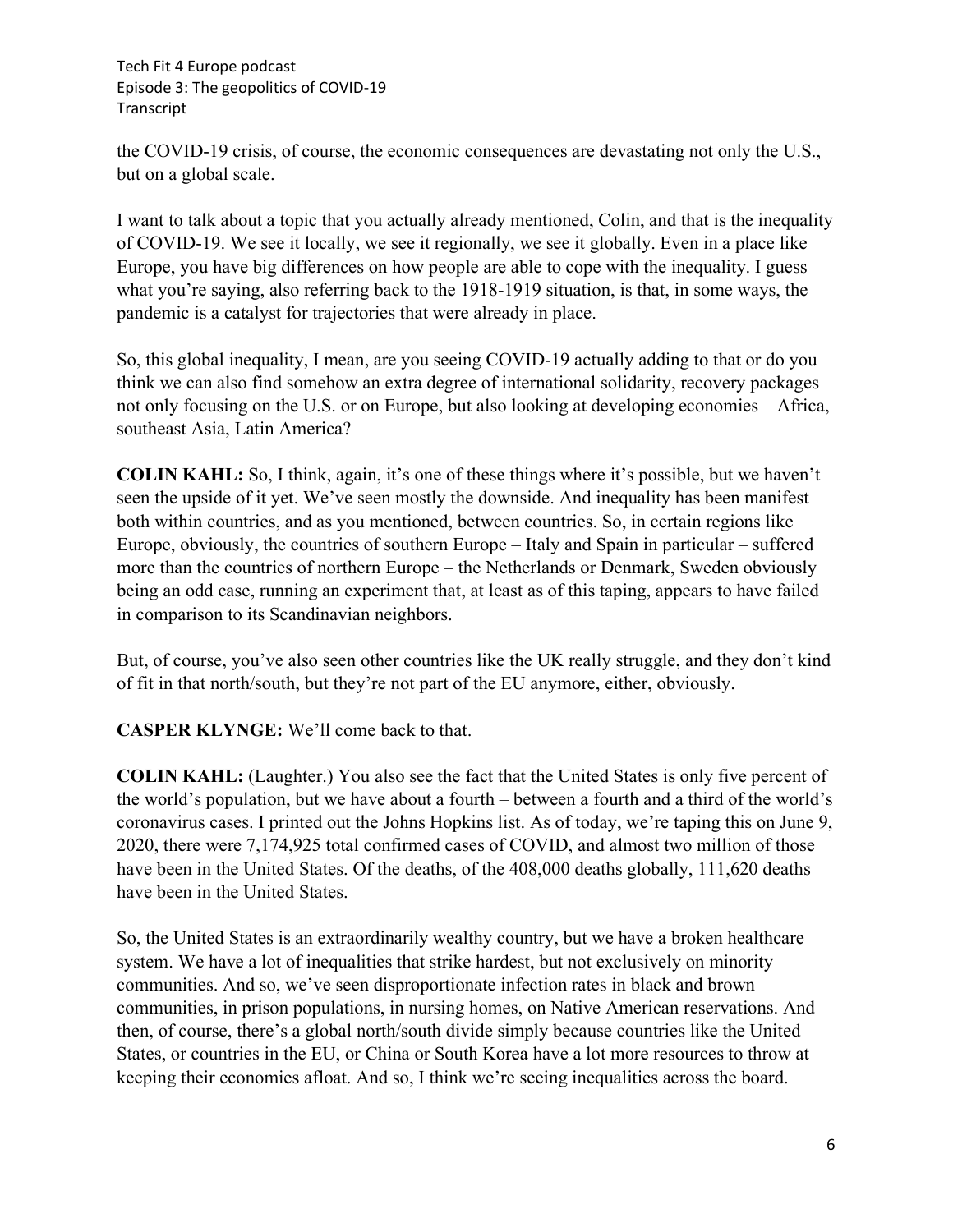the COVID-19 crisis, of course, the economic consequences are devastating not only the U.S., but on a global scale.

I want to talk about a topic that you actually already mentioned, Colin, and that is the inequality of COVID-19. We see it locally, we see it regionally, we see it globally. Even in a place like Europe, you have big differences on how people are able to cope with the inequality. I guess what you're saying, also referring back to the 1918-1919 situation, is that, in some ways, the pandemic is a catalyst for trajectories that were already in place.

So, this global inequality, I mean, are you seeing COVID-19 actually adding to that or do you think we can also find somehow an extra degree of international solidarity, recovery packages not only focusing on the U.S. or on Europe, but also looking at developing economies – Africa, southeast Asia, Latin America?

**COLIN KAHL:** So, I think, again, it's one of these things where it's possible, but we haven't seen the upside of it yet. We've seen mostly the downside. And inequality has been manifest both within countries, and as you mentioned, between countries. So, in certain regions like Europe, obviously, the countries of southern Europe – Italy and Spain in particular – suffered more than the countries of northern Europe – the Netherlands or Denmark, Sweden obviously being an odd case, running an experiment that, at least as of this taping, appears to have failed in comparison to its Scandinavian neighbors.

But, of course, you've also seen other countries like the UK really struggle, and they don't kind of fit in that north/south, but they're not part of the EU anymore, either, obviously.

**CASPER KLYNGE:** We'll come back to that.

**COLIN KAHL:** (Laughter.) You also see the fact that the United States is only five percent of the world's population, but we have about a fourth – between a fourth and a third of the world's coronavirus cases. I printed out the Johns Hopkins list. As of today, we're taping this on June 9, 2020, there were 7,174,925 total confirmed cases of COVID, and almost two million of those have been in the United States. Of the deaths, of the 408,000 deaths globally, 111,620 deaths have been in the United States.

So, the United States is an extraordinarily wealthy country, but we have a broken healthcare system. We have a lot of inequalities that strike hardest, but not exclusively on minority communities. And so, we've seen disproportionate infection rates in black and brown communities, in prison populations, in nursing homes, on Native American reservations. And then, of course, there's a global north/south divide simply because countries like the United States, or countries in the EU, or China or South Korea have a lot more resources to throw at keeping their economies afloat. And so, I think we're seeing inequalities across the board.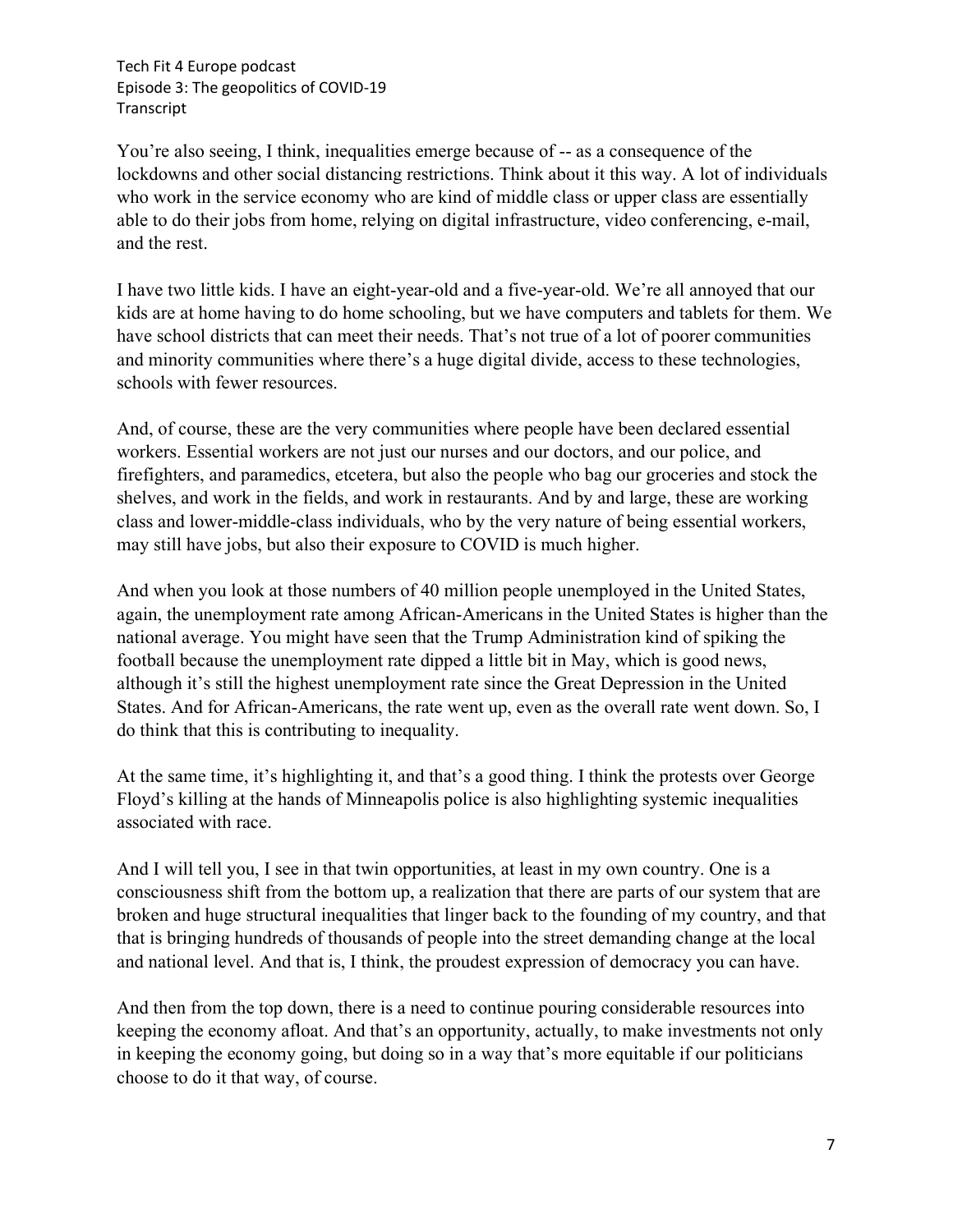You're also seeing, I think, inequalities emerge because of -- as a consequence of the lockdowns and other social distancing restrictions. Think about it this way. A lot of individuals who work in the service economy who are kind of middle class or upper class are essentially able to do their jobs from home, relying on digital infrastructure, video conferencing, e-mail, and the rest.

I have two little kids. I have an eight-year-old and a five-year-old. We're all annoyed that our kids are at home having to do home schooling, but we have computers and tablets for them. We have school districts that can meet their needs. That's not true of a lot of poorer communities and minority communities where there's a huge digital divide, access to these technologies, schools with fewer resources.

And, of course, these are the very communities where people have been declared essential workers. Essential workers are not just our nurses and our doctors, and our police, and firefighters, and paramedics, etcetera, but also the people who bag our groceries and stock the shelves, and work in the fields, and work in restaurants. And by and large, these are working class and lower-middle-class individuals, who by the very nature of being essential workers, may still have jobs, but also their exposure to COVID is much higher.

And when you look at those numbers of 40 million people unemployed in the United States, again, the unemployment rate among African-Americans in the United States is higher than the national average. You might have seen that the Trump Administration kind of spiking the football because the unemployment rate dipped a little bit in May, which is good news, although it's still the highest unemployment rate since the Great Depression in the United States. And for African-Americans, the rate went up, even as the overall rate went down. So, I do think that this is contributing to inequality.

At the same time, it's highlighting it, and that's a good thing. I think the protests over George Floyd's killing at the hands of Minneapolis police is also highlighting systemic inequalities associated with race.

And I will tell you, I see in that twin opportunities, at least in my own country. One is a consciousness shift from the bottom up, a realization that there are parts of our system that are broken and huge structural inequalities that linger back to the founding of my country, and that that is bringing hundreds of thousands of people into the street demanding change at the local and national level. And that is, I think, the proudest expression of democracy you can have.

And then from the top down, there is a need to continue pouring considerable resources into keeping the economy afloat. And that's an opportunity, actually, to make investments not only in keeping the economy going, but doing so in a way that's more equitable if our politicians choose to do it that way, of course.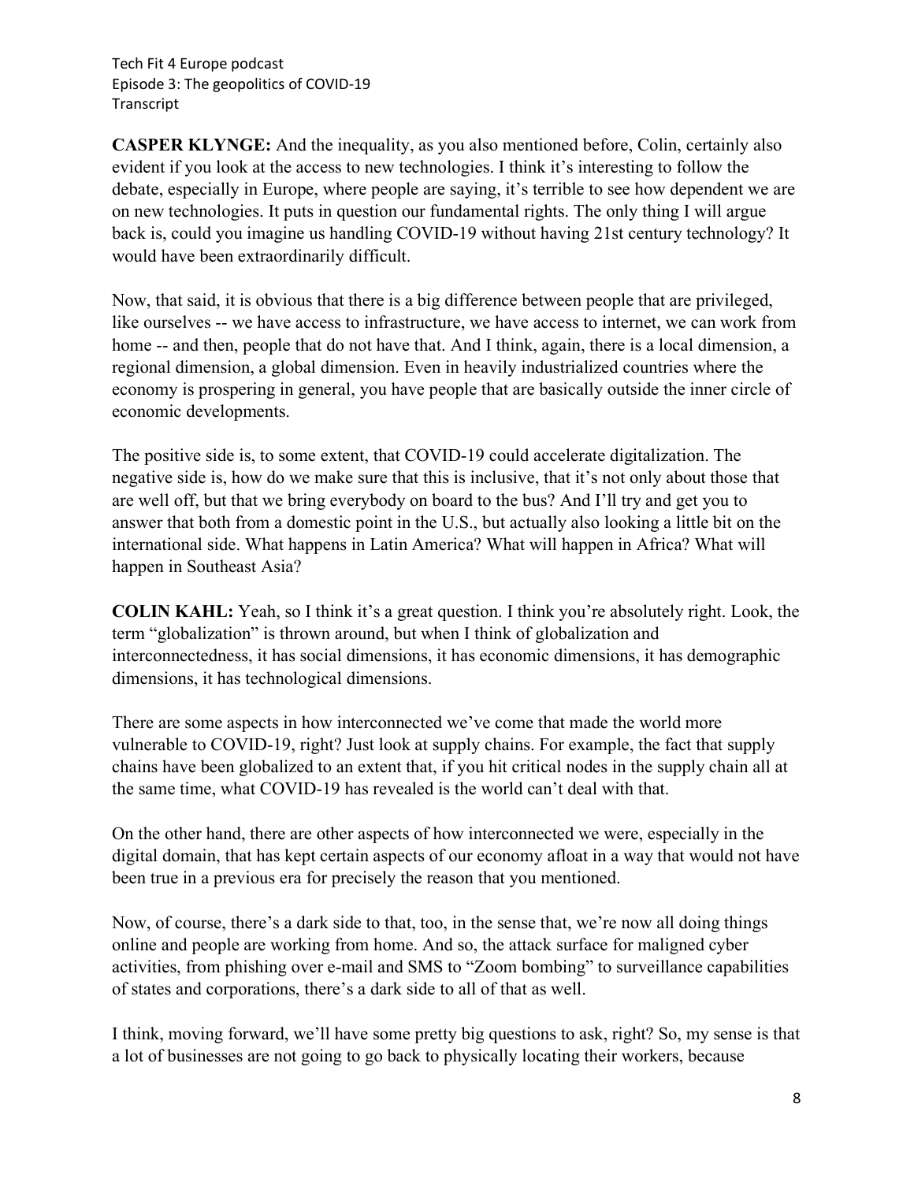**CASPER KLYNGE:** And the inequality, as you also mentioned before, Colin, certainly also evident if you look at the access to new technologies. I think it's interesting to follow the debate, especially in Europe, where people are saying, it's terrible to see how dependent we are on new technologies. It puts in question our fundamental rights. The only thing I will argue back is, could you imagine us handling COVID-19 without having 21st century technology? It would have been extraordinarily difficult.

Now, that said, it is obvious that there is a big difference between people that are privileged, like ourselves -- we have access to infrastructure, we have access to internet, we can work from home -- and then, people that do not have that. And I think, again, there is a local dimension, a regional dimension, a global dimension. Even in heavily industrialized countries where the economy is prospering in general, you have people that are basically outside the inner circle of economic developments.

The positive side is, to some extent, that COVID-19 could accelerate digitalization. The negative side is, how do we make sure that this is inclusive, that it's not only about those that are well off, but that we bring everybody on board to the bus? And I'll try and get you to answer that both from a domestic point in the U.S., but actually also looking a little bit on the international side. What happens in Latin America? What will happen in Africa? What will happen in Southeast Asia?

**COLIN KAHL:** Yeah, so I think it's a great question. I think you're absolutely right. Look, the term "globalization" is thrown around, but when I think of globalization and interconnectedness, it has social dimensions, it has economic dimensions, it has demographic dimensions, it has technological dimensions.

There are some aspects in how interconnected we've come that made the world more vulnerable to COVID-19, right? Just look at supply chains. For example, the fact that supply chains have been globalized to an extent that, if you hit critical nodes in the supply chain all at the same time, what COVID-19 has revealed is the world can't deal with that.

On the other hand, there are other aspects of how interconnected we were, especially in the digital domain, that has kept certain aspects of our economy afloat in a way that would not have been true in a previous era for precisely the reason that you mentioned.

Now, of course, there's a dark side to that, too, in the sense that, we're now all doing things online and people are working from home. And so, the attack surface for maligned cyber activities, from phishing over e-mail and SMS to "Zoom bombing" to surveillance capabilities of states and corporations, there's a dark side to all of that as well.

I think, moving forward, we'll have some pretty big questions to ask, right? So, my sense is that a lot of businesses are not going to go back to physically locating their workers, because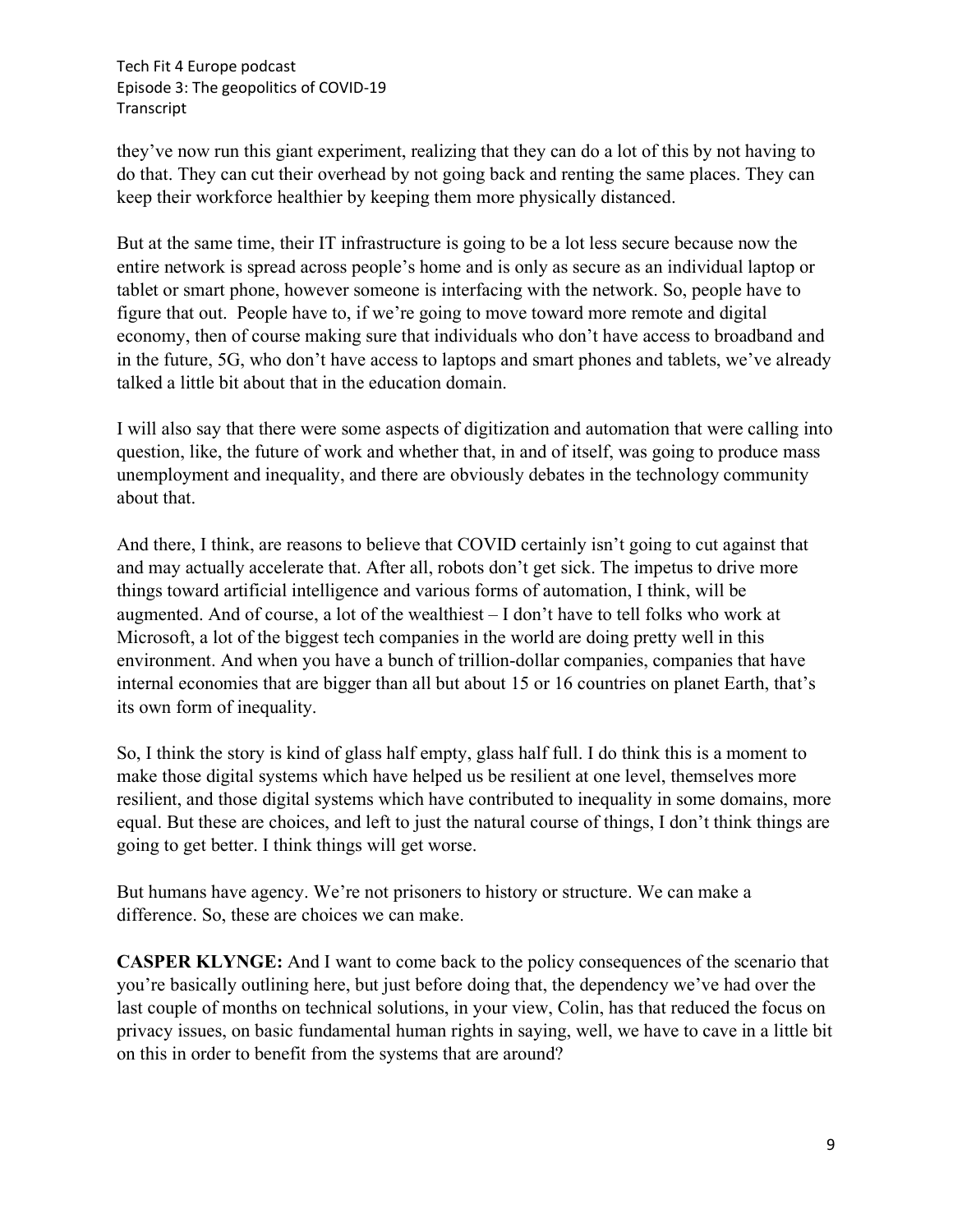they've now run this giant experiment, realizing that they can do a lot of this by not having to do that. They can cut their overhead by not going back and renting the same places. They can keep their workforce healthier by keeping them more physically distanced.

But at the same time, their IT infrastructure is going to be a lot less secure because now the entire network is spread across people's home and is only as secure as an individual laptop or tablet or smart phone, however someone is interfacing with the network. So, people have to figure that out. People have to, if we're going to move toward more remote and digital economy, then of course making sure that individuals who don't have access to broadband and in the future, 5G, who don't have access to laptops and smart phones and tablets, we've already talked a little bit about that in the education domain.

I will also say that there were some aspects of digitization and automation that were calling into question, like, the future of work and whether that, in and of itself, was going to produce mass unemployment and inequality, and there are obviously debates in the technology community about that.

And there, I think, are reasons to believe that COVID certainly isn't going to cut against that and may actually accelerate that. After all, robots don't get sick. The impetus to drive more things toward artificial intelligence and various forms of automation, I think, will be augmented. And of course, a lot of the wealthiest – I don't have to tell folks who work at Microsoft, a lot of the biggest tech companies in the world are doing pretty well in this environment. And when you have a bunch of trillion-dollar companies, companies that have internal economies that are bigger than all but about 15 or 16 countries on planet Earth, that's its own form of inequality.

So, I think the story is kind of glass half empty, glass half full. I do think this is a moment to make those digital systems which have helped us be resilient at one level, themselves more resilient, and those digital systems which have contributed to inequality in some domains, more equal. But these are choices, and left to just the natural course of things, I don't think things are going to get better. I think things will get worse.

But humans have agency. We're not prisoners to history or structure. We can make a difference. So, these are choices we can make.

**CASPER KLYNGE:** And I want to come back to the policy consequences of the scenario that you're basically outlining here, but just before doing that, the dependency we've had over the last couple of months on technical solutions, in your view, Colin, has that reduced the focus on privacy issues, on basic fundamental human rights in saying, well, we have to cave in a little bit on this in order to benefit from the systems that are around?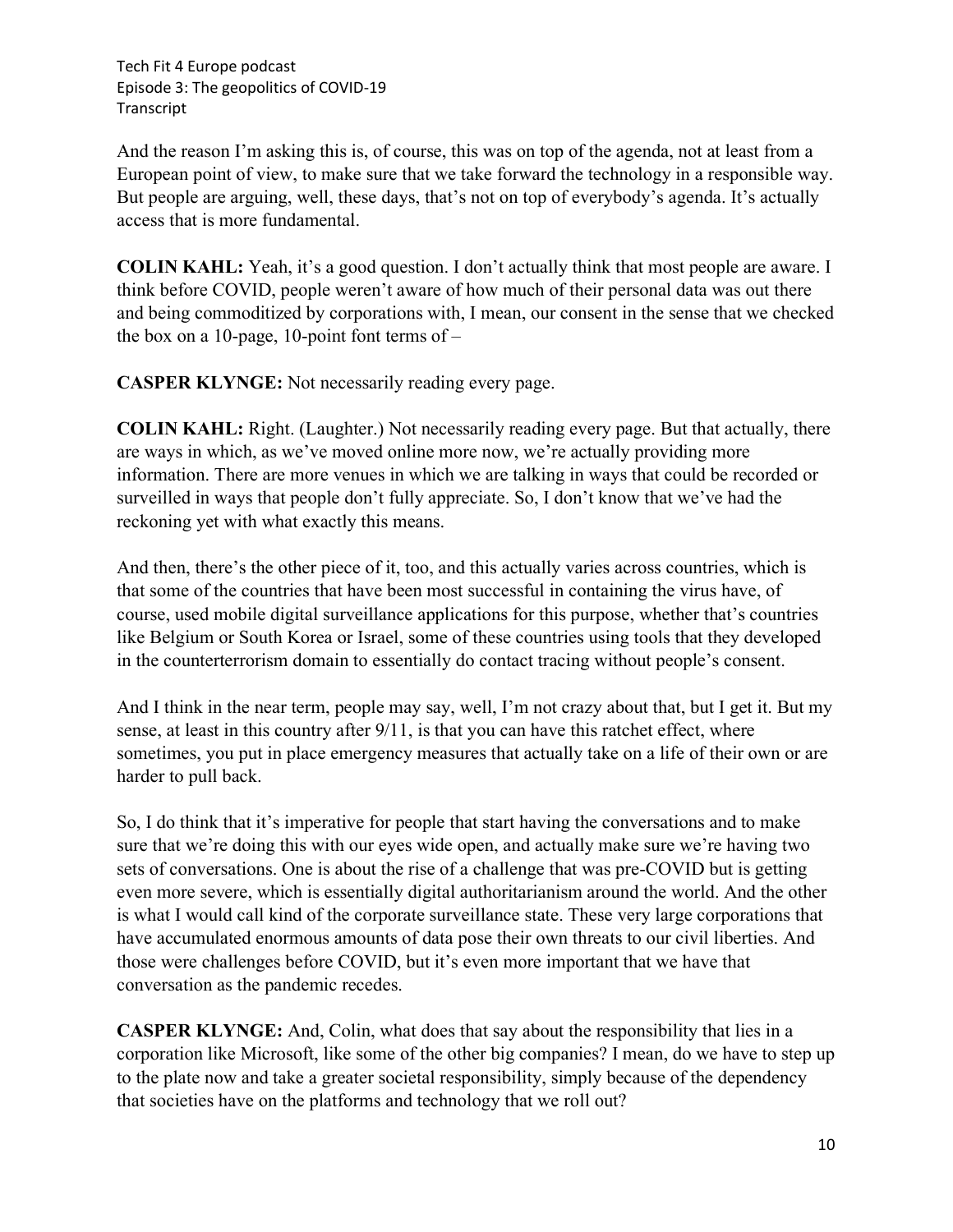And the reason I'm asking this is, of course, this was on top of the agenda, not at least from a European point of view, to make sure that we take forward the technology in a responsible way. But people are arguing, well, these days, that's not on top of everybody's agenda. It's actually access that is more fundamental.

**COLIN KAHL:** Yeah, it's a good question. I don't actually think that most people are aware. I think before COVID, people weren't aware of how much of their personal data was out there and being commoditized by corporations with, I mean, our consent in the sense that we checked the box on a 10-page, 10-point font terms of –

**CASPER KLYNGE:** Not necessarily reading every page.

**COLIN KAHL:** Right. (Laughter.) Not necessarily reading every page. But that actually, there are ways in which, as we've moved online more now, we're actually providing more information. There are more venues in which we are talking in ways that could be recorded or surveilled in ways that people don't fully appreciate. So, I don't know that we've had the reckoning yet with what exactly this means.

And then, there's the other piece of it, too, and this actually varies across countries, which is that some of the countries that have been most successful in containing the virus have, of course, used mobile digital surveillance applications for this purpose, whether that's countries like Belgium or South Korea or Israel, some of these countries using tools that they developed in the counterterrorism domain to essentially do contact tracing without people's consent.

And I think in the near term, people may say, well, I'm not crazy about that, but I get it. But my sense, at least in this country after 9/11, is that you can have this ratchet effect, where sometimes, you put in place emergency measures that actually take on a life of their own or are harder to pull back.

So, I do think that it's imperative for people that start having the conversations and to make sure that we're doing this with our eyes wide open, and actually make sure we're having two sets of conversations. One is about the rise of a challenge that was pre-COVID but is getting even more severe, which is essentially digital authoritarianism around the world. And the other is what I would call kind of the corporate surveillance state. These very large corporations that have accumulated enormous amounts of data pose their own threats to our civil liberties. And those were challenges before COVID, but it's even more important that we have that conversation as the pandemic recedes.

**CASPER KLYNGE:** And, Colin, what does that say about the responsibility that lies in a corporation like Microsoft, like some of the other big companies? I mean, do we have to step up to the plate now and take a greater societal responsibility, simply because of the dependency that societies have on the platforms and technology that we roll out?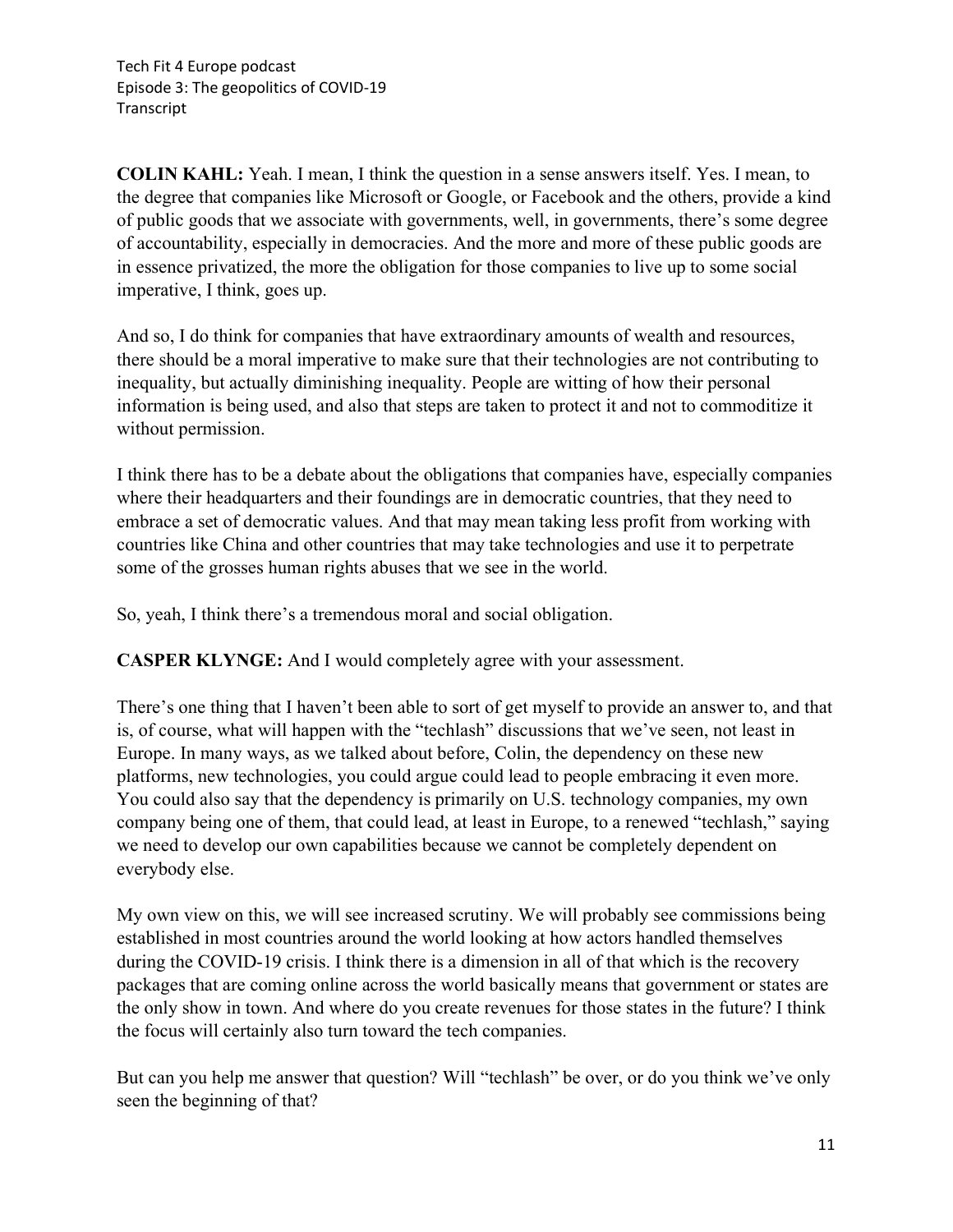**COLIN KAHL:** Yeah. I mean, I think the question in a sense answers itself. Yes. I mean, to the degree that companies like Microsoft or Google, or Facebook and the others, provide a kind of public goods that we associate with governments, well, in governments, there's some degree of accountability, especially in democracies. And the more and more of these public goods are in essence privatized, the more the obligation for those companies to live up to some social imperative, I think, goes up.

And so, I do think for companies that have extraordinary amounts of wealth and resources, there should be a moral imperative to make sure that their technologies are not contributing to inequality, but actually diminishing inequality. People are witting of how their personal information is being used, and also that steps are taken to protect it and not to commoditize it without permission.

I think there has to be a debate about the obligations that companies have, especially companies where their headquarters and their foundings are in democratic countries, that they need to embrace a set of democratic values. And that may mean taking less profit from working with countries like China and other countries that may take technologies and use it to perpetrate some of the grosses human rights abuses that we see in the world.

So, yeah, I think there's a tremendous moral and social obligation.

**CASPER KLYNGE:** And I would completely agree with your assessment.

There's one thing that I haven't been able to sort of get myself to provide an answer to, and that is, of course, what will happen with the "techlash" discussions that we've seen, not least in Europe. In many ways, as we talked about before, Colin, the dependency on these new platforms, new technologies, you could argue could lead to people embracing it even more. You could also say that the dependency is primarily on U.S. technology companies, my own company being one of them, that could lead, at least in Europe, to a renewed "techlash," saying we need to develop our own capabilities because we cannot be completely dependent on everybody else.

My own view on this, we will see increased scrutiny. We will probably see commissions being established in most countries around the world looking at how actors handled themselves during the COVID-19 crisis. I think there is a dimension in all of that which is the recovery packages that are coming online across the world basically means that government or states are the only show in town. And where do you create revenues for those states in the future? I think the focus will certainly also turn toward the tech companies.

But can you help me answer that question? Will "techlash" be over, or do you think we've only seen the beginning of that?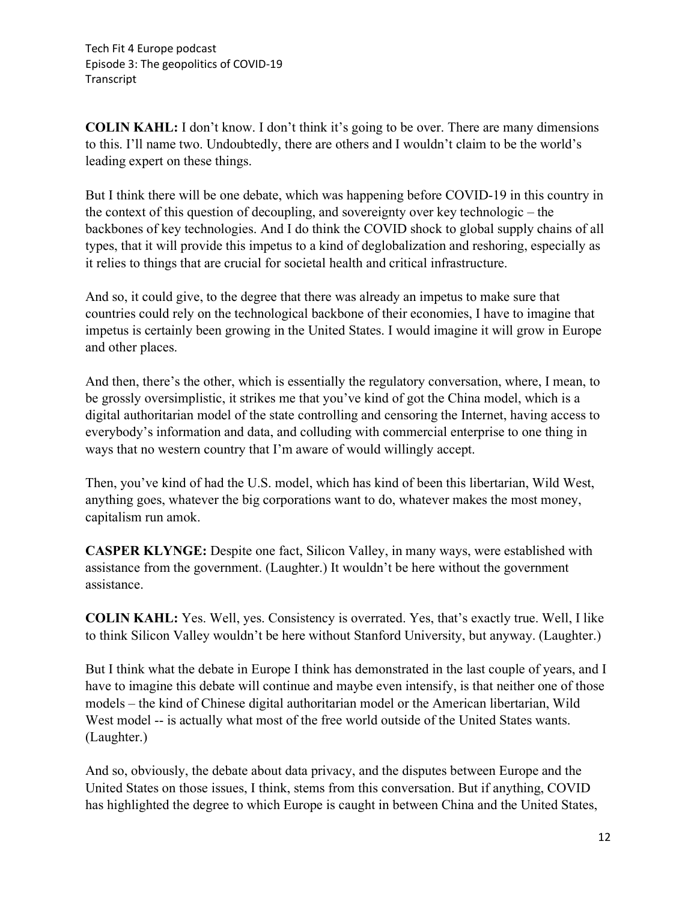**COLIN KAHL:** I don't know. I don't think it's going to be over. There are many dimensions to this. I'll name two. Undoubtedly, there are others and I wouldn't claim to be the world's leading expert on these things.

But I think there will be one debate, which was happening before COVID-19 in this country in the context of this question of decoupling, and sovereignty over key technologic – the backbones of key technologies. And I do think the COVID shock to global supply chains of all types, that it will provide this impetus to a kind of deglobalization and reshoring, especially as it relies to things that are crucial for societal health and critical infrastructure.

And so, it could give, to the degree that there was already an impetus to make sure that countries could rely on the technological backbone of their economies, I have to imagine that impetus is certainly been growing in the United States. I would imagine it will grow in Europe and other places.

And then, there's the other, which is essentially the regulatory conversation, where, I mean, to be grossly oversimplistic, it strikes me that you've kind of got the China model, which is a digital authoritarian model of the state controlling and censoring the Internet, having access to everybody's information and data, and colluding with commercial enterprise to one thing in ways that no western country that I'm aware of would willingly accept.

Then, you've kind of had the U.S. model, which has kind of been this libertarian, Wild West, anything goes, whatever the big corporations want to do, whatever makes the most money, capitalism run amok.

**CASPER KLYNGE:** Despite one fact, Silicon Valley, in many ways, were established with assistance from the government. (Laughter.) It wouldn't be here without the government assistance.

**COLIN KAHL:** Yes. Well, yes. Consistency is overrated. Yes, that's exactly true. Well, I like to think Silicon Valley wouldn't be here without Stanford University, but anyway. (Laughter.)

But I think what the debate in Europe I think has demonstrated in the last couple of years, and I have to imagine this debate will continue and maybe even intensify, is that neither one of those models – the kind of Chinese digital authoritarian model or the American libertarian, Wild West model -- is actually what most of the free world outside of the United States wants. (Laughter.)

And so, obviously, the debate about data privacy, and the disputes between Europe and the United States on those issues, I think, stems from this conversation. But if anything, COVID has highlighted the degree to which Europe is caught in between China and the United States,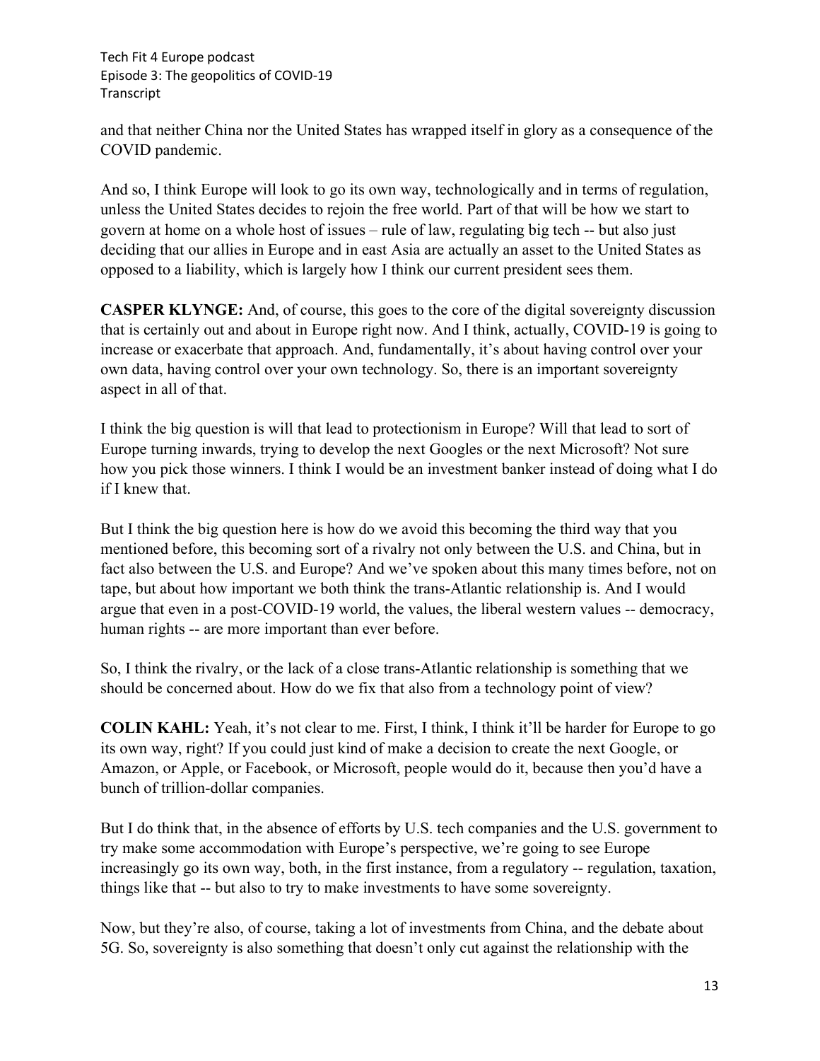and that neither China nor the United States has wrapped itself in glory as a consequence of the COVID pandemic.

And so, I think Europe will look to go its own way, technologically and in terms of regulation, unless the United States decides to rejoin the free world. Part of that will be how we start to govern at home on a whole host of issues – rule of law, regulating big tech -- but also just deciding that our allies in Europe and in east Asia are actually an asset to the United States as opposed to a liability, which is largely how I think our current president sees them.

**CASPER KLYNGE:** And, of course, this goes to the core of the digital sovereignty discussion that is certainly out and about in Europe right now. And I think, actually, COVID-19 is going to increase or exacerbate that approach. And, fundamentally, it's about having control over your own data, having control over your own technology. So, there is an important sovereignty aspect in all of that.

I think the big question is will that lead to protectionism in Europe? Will that lead to sort of Europe turning inwards, trying to develop the next Googles or the next Microsoft? Not sure how you pick those winners. I think I would be an investment banker instead of doing what I do if I knew that.

But I think the big question here is how do we avoid this becoming the third way that you mentioned before, this becoming sort of a rivalry not only between the U.S. and China, but in fact also between the U.S. and Europe? And we've spoken about this many times before, not on tape, but about how important we both think the trans-Atlantic relationship is. And I would argue that even in a post-COVID-19 world, the values, the liberal western values -- democracy, human rights -- are more important than ever before.

So, I think the rivalry, or the lack of a close trans-Atlantic relationship is something that we should be concerned about. How do we fix that also from a technology point of view?

**COLIN KAHL:** Yeah, it's not clear to me. First, I think, I think it'll be harder for Europe to go its own way, right? If you could just kind of make a decision to create the next Google, or Amazon, or Apple, or Facebook, or Microsoft, people would do it, because then you'd have a bunch of trillion-dollar companies.

But I do think that, in the absence of efforts by U.S. tech companies and the U.S. government to try make some accommodation with Europe's perspective, we're going to see Europe increasingly go its own way, both, in the first instance, from a regulatory -- regulation, taxation, things like that -- but also to try to make investments to have some sovereignty.

Now, but they're also, of course, taking a lot of investments from China, and the debate about 5G. So, sovereignty is also something that doesn't only cut against the relationship with the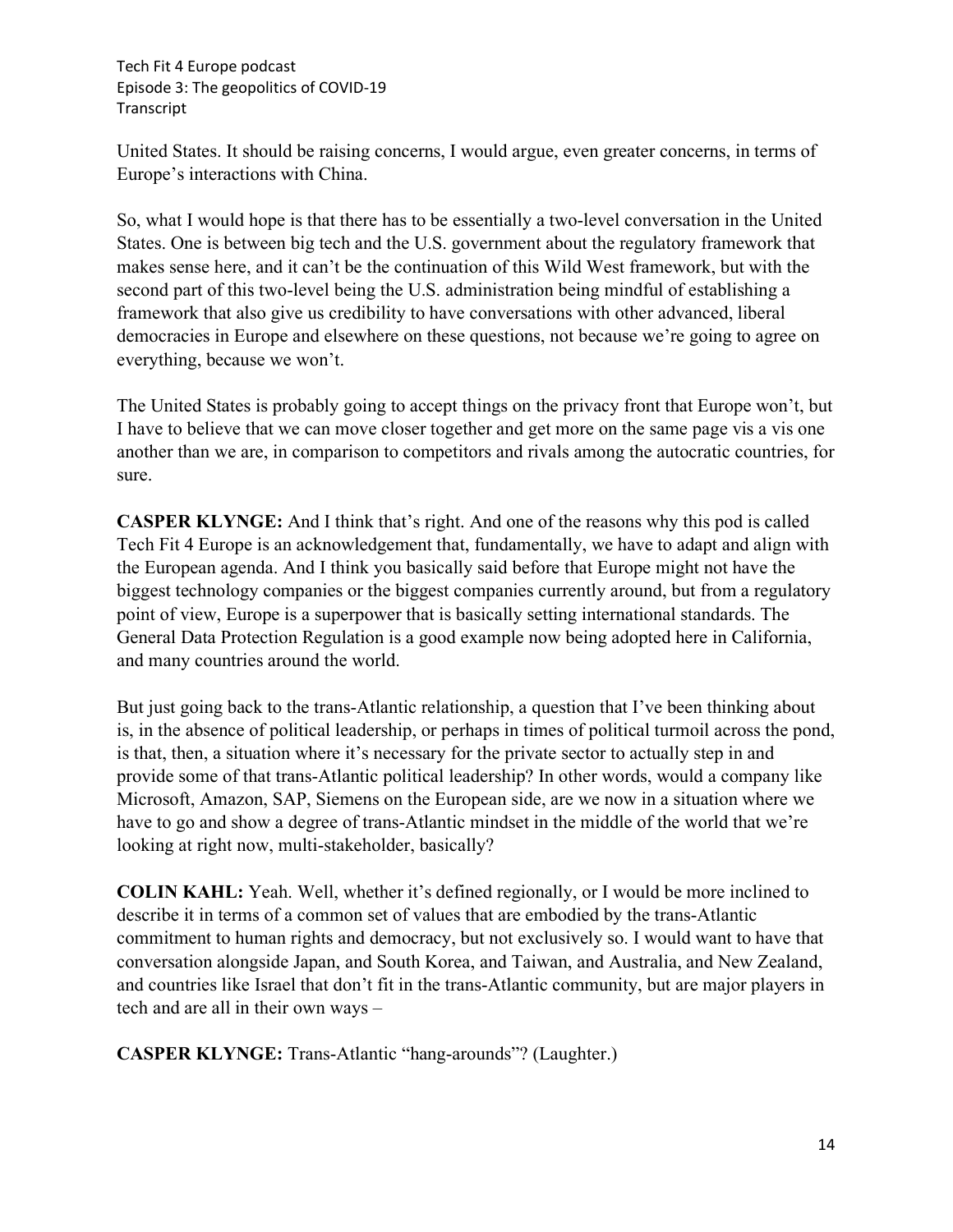United States. It should be raising concerns, I would argue, even greater concerns, in terms of Europe's interactions with China.

So, what I would hope is that there has to be essentially a two-level conversation in the United States. One is between big tech and the U.S. government about the regulatory framework that makes sense here, and it can't be the continuation of this Wild West framework, but with the second part of this two-level being the U.S. administration being mindful of establishing a framework that also give us credibility to have conversations with other advanced, liberal democracies in Europe and elsewhere on these questions, not because we're going to agree on everything, because we won't.

The United States is probably going to accept things on the privacy front that Europe won't, but I have to believe that we can move closer together and get more on the same page vis a vis one another than we are, in comparison to competitors and rivals among the autocratic countries, for sure.

**CASPER KLYNGE:** And I think that's right. And one of the reasons why this pod is called Tech Fit 4 Europe is an acknowledgement that, fundamentally, we have to adapt and align with the European agenda. And I think you basically said before that Europe might not have the biggest technology companies or the biggest companies currently around, but from a regulatory point of view, Europe is a superpower that is basically setting international standards. The General Data Protection Regulation is a good example now being adopted here in California, and many countries around the world.

But just going back to the trans-Atlantic relationship, a question that I've been thinking about is, in the absence of political leadership, or perhaps in times of political turmoil across the pond, is that, then, a situation where it's necessary for the private sector to actually step in and provide some of that trans-Atlantic political leadership? In other words, would a company like Microsoft, Amazon, SAP, Siemens on the European side, are we now in a situation where we have to go and show a degree of trans-Atlantic mindset in the middle of the world that we're looking at right now, multi-stakeholder, basically?

**COLIN KAHL:** Yeah. Well, whether it's defined regionally, or I would be more inclined to describe it in terms of a common set of values that are embodied by the trans-Atlantic commitment to human rights and democracy, but not exclusively so. I would want to have that conversation alongside Japan, and South Korea, and Taiwan, and Australia, and New Zealand, and countries like Israel that don't fit in the trans-Atlantic community, but are major players in tech and are all in their own ways –

**CASPER KLYNGE:** Trans-Atlantic "hang-arounds"? (Laughter.)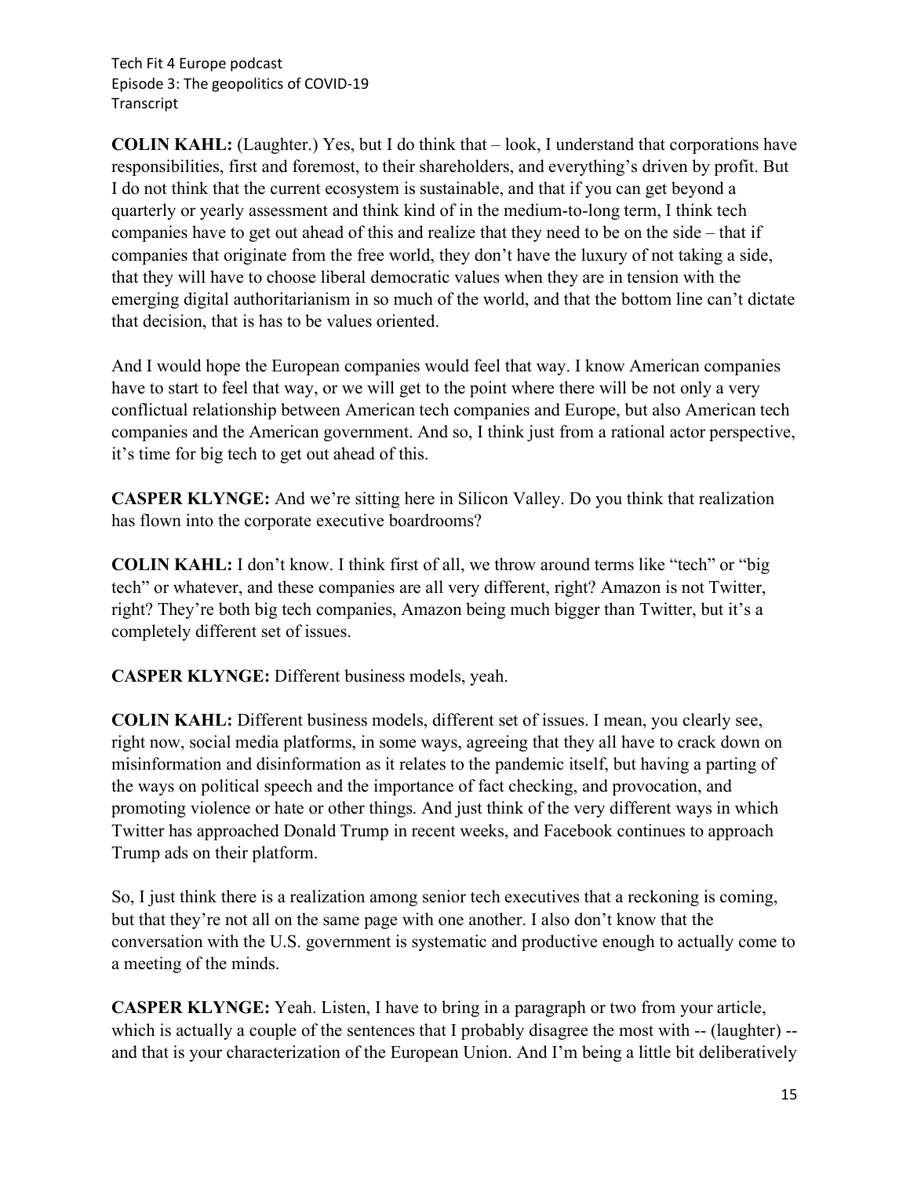**COLIN KAHL:** (Laughter.) Yes, but I do think that – look, I understand that corporations have responsibilities, first and foremost, to their shareholders, and everything's driven by profit. But I do not think that the current ecosystem is sustainable, and that if you can get beyond a quarterly or yearly assessment and think kind of in the medium-to-long term, I think tech companies have to get out ahead of this and realize that they need to be on the side – that if companies that originate from the free world, they don't have the luxury of not taking a side, that they will have to choose liberal democratic values when they are in tension with the emerging digital authoritarianism in so much of the world, and that the bottom line can't dictate that decision, that is has to be values oriented.

And I would hope the European companies would feel that way. I know American companies have to start to feel that way, or we will get to the point where there will be not only a very conflictual relationship between American tech companies and Europe, but also American tech companies and the American government. And so, I think just from a rational actor perspective, it's time for big tech to get out ahead of this.

**CASPER KLYNGE:** And we're sitting here in Silicon Valley. Do you think that realization has flown into the corporate executive boardrooms?

**COLIN KAHL:** I don't know. I think first of all, we throw around terms like "tech" or "big tech" or whatever, and these companies are all very different, right? Amazon is not Twitter, right? They're both big tech companies, Amazon being much bigger than Twitter, but it's a completely different set of issues.

**CASPER KLYNGE:** Different business models, yeah.

**COLIN KAHL:** Different business models, different set of issues. I mean, you clearly see, right now, social media platforms, in some ways, agreeing that they all have to crack down on misinformation and disinformation as it relates to the pandemic itself, but having a parting of the ways on political speech and the importance of fact checking, and provocation, and promoting violence or hate or other things. And just think of the very different ways in which Twitter has approached Donald Trump in recent weeks, and Facebook continues to approach Trump ads on their platform.

So, I just think there is a realization among senior tech executives that a reckoning is coming, but that they're not all on the same page with one another. I also don't know that the conversation with the U.S. government is systematic and productive enough to actually come to a meeting of the minds.

**CASPER KLYNGE:** Yeah. Listen, I have to bring in a paragraph or two from your article, which is actually a couple of the sentences that I probably disagree the most with -- (laughter) -- and that is your characterization of the European Union. And I'm being a little bit deliberatively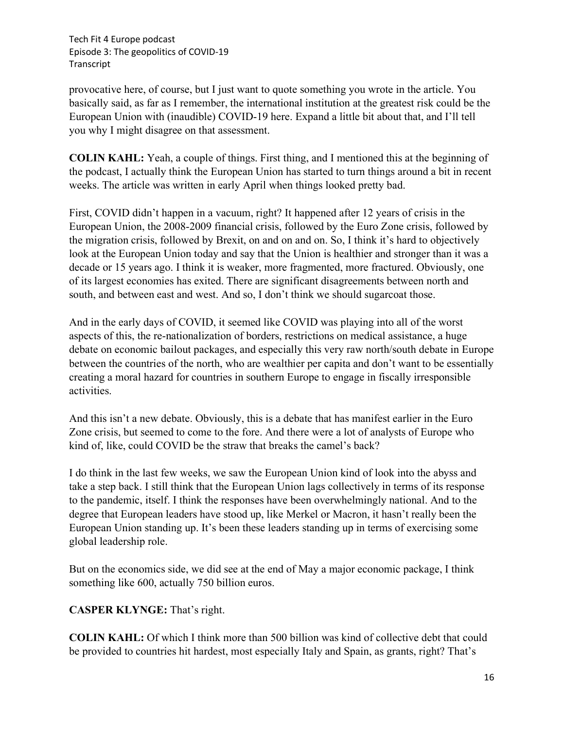provocative here, of course, but I just want to quote something you wrote in the article. You basically said, as far as I remember, the international institution at the greatest risk could be the European Union with (inaudible) COVID-19 here. Expand a little bit about that, and I'll tell you why I might disagree on that assessment.

**COLIN KAHL:** Yeah, a couple of things. First thing, and I mentioned this at the beginning of the podcast, I actually think the European Union has started to turn things around a bit in recent weeks. The article was written in early April when things looked pretty bad.

First, COVID didn't happen in a vacuum, right? It happened after 12 years of crisis in the European Union, the 2008-2009 financial crisis, followed by the Euro Zone crisis, followed by the migration crisis, followed by Brexit, on and on and on. So, I think it's hard to objectively look at the European Union today and say that the Union is healthier and stronger than it was a decade or 15 years ago. I think it is weaker, more fragmented, more fractured. Obviously, one of its largest economies has exited. There are significant disagreements between north and south, and between east and west. And so, I don't think we should sugarcoat those.

And in the early days of COVID, it seemed like COVID was playing into all of the worst aspects of this, the re-nationalization of borders, restrictions on medical assistance, a huge debate on economic bailout packages, and especially this very raw north/south debate in Europe between the countries of the north, who are wealthier per capita and don't want to be essentially creating a moral hazard for countries in southern Europe to engage in fiscally irresponsible activities.

And this isn't a new debate. Obviously, this is a debate that has manifest earlier in the Euro Zone crisis, but seemed to come to the fore. And there were a lot of analysts of Europe who kind of, like, could COVID be the straw that breaks the camel's back?

I do think in the last few weeks, we saw the European Union kind of look into the abyss and take a step back. I still think that the European Union lags collectively in terms of its response to the pandemic, itself. I think the responses have been overwhelmingly national. And to the degree that European leaders have stood up, like Merkel or Macron, it hasn't really been the European Union standing up. It's been these leaders standing up in terms of exercising some global leadership role.

But on the economics side, we did see at the end of May a major economic package, I think something like 600, actually 750 billion euros.

**CASPER KLYNGE:** That's right.

**COLIN KAHL:** Of which I think more than 500 billion was kind of collective debt that could be provided to countries hit hardest, most especially Italy and Spain, as grants, right? That's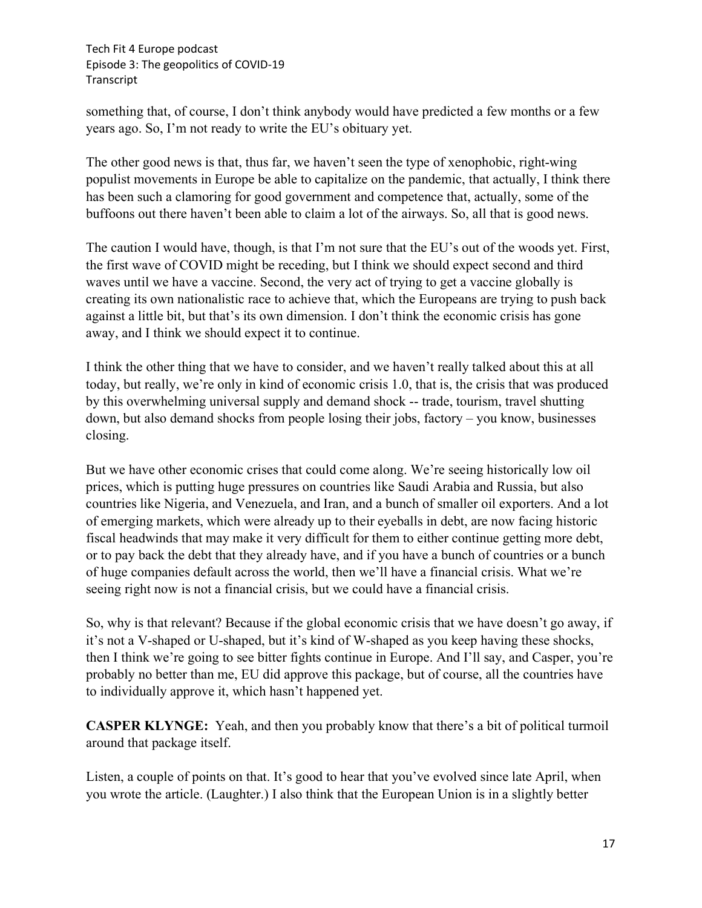something that, of course, I don't think anybody would have predicted a few months or a few years ago. So, I'm not ready to write the EU's obituary yet.

The other good news is that, thus far, we haven't seen the type of xenophobic, right-wing populist movements in Europe be able to capitalize on the pandemic, that actually, I think there has been such a clamoring for good government and competence that, actually, some of the buffoons out there haven't been able to claim a lot of the airways. So, all that is good news.

The caution I would have, though, is that I'm not sure that the EU's out of the woods yet. First, the first wave of COVID might be receding, but I think we should expect second and third waves until we have a vaccine. Second, the very act of trying to get a vaccine globally is creating its own nationalistic race to achieve that, which the Europeans are trying to push back against a little bit, but that's its own dimension. I don't think the economic crisis has gone away, and I think we should expect it to continue.

I think the other thing that we have to consider, and we haven't really talked about this at all today, but really, we're only in kind of economic crisis 1.0, that is, the crisis that was produced by this overwhelming universal supply and demand shock -- trade, tourism, travel shutting down, but also demand shocks from people losing their jobs, factory – you know, businesses closing.

But we have other economic crises that could come along. We're seeing historically low oil prices, which is putting huge pressures on countries like Saudi Arabia and Russia, but also countries like Nigeria, and Venezuela, and Iran, and a bunch of smaller oil exporters. And a lot of emerging markets, which were already up to their eyeballs in debt, are now facing historic fiscal headwinds that may make it very difficult for them to either continue getting more debt, or to pay back the debt that they already have, and if you have a bunch of countries or a bunch of huge companies default across the world, then we'll have a financial crisis. What we're seeing right now is not a financial crisis, but we could have a financial crisis.

So, why is that relevant? Because if the global economic crisis that we have doesn't go away, if it's not a V-shaped or U-shaped, but it's kind of W-shaped as you keep having these shocks, then I think we're going to see bitter fights continue in Europe. And I'll say, and Casper, you're probably no better than me, EU did approve this package, but of course, all the countries have to individually approve it, which hasn't happened yet.

**CASPER KLYNGE:** Yeah, and then you probably know that there's a bit of political turmoil around that package itself.

Listen, a couple of points on that. It's good to hear that you've evolved since late April, when you wrote the article. (Laughter.) I also think that the European Union is in a slightly better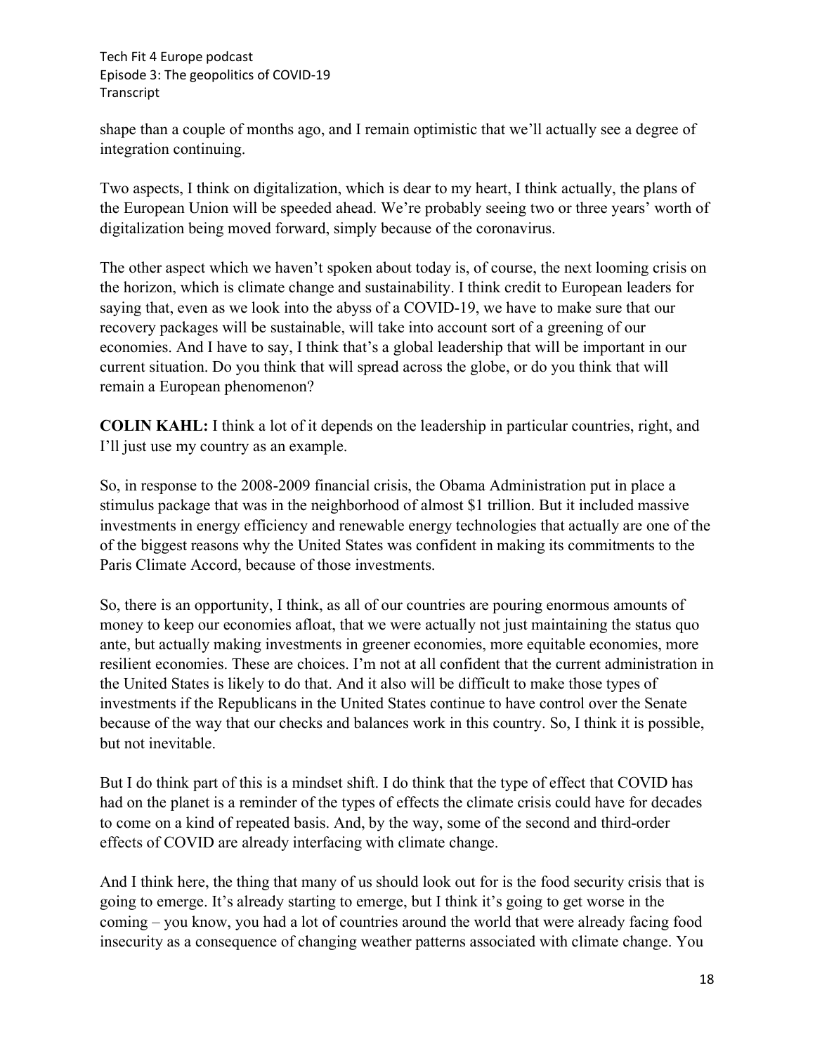shape than a couple of months ago, and I remain optimistic that we'll actually see a degree of integration continuing.

Two aspects, I think on digitalization, which is dear to my heart, I think actually, the plans of the European Union will be speeded ahead. We're probably seeing two or three years' worth of digitalization being moved forward, simply because of the coronavirus.

The other aspect which we haven't spoken about today is, of course, the next looming crisis on the horizon, which is climate change and sustainability. I think credit to European leaders for saying that, even as we look into the abyss of a COVID-19, we have to make sure that our recovery packages will be sustainable, will take into account sort of a greening of our economies. And I have to say, I think that's a global leadership that will be important in our current situation. Do you think that will spread across the globe, or do you think that will remain a European phenomenon?

**COLIN KAHL:** I think a lot of it depends on the leadership in particular countries, right, and I'll just use my country as an example.

So, in response to the 2008-2009 financial crisis, the Obama Administration put in place a stimulus package that was in the neighborhood of almost $1 trillion. But it included massive investments in energy efficiency and renewable energy technologies that actually are one of the of the biggest reasons why the United States was confident in making its commitments to the Paris Climate Accord, because of those investments.

So, there is an opportunity, I think, as all of our countries are pouring enormous amounts of money to keep our economies afloat, that we were actually not just maintaining the status quo ante, but actually making investments in greener economies, more equitable economies, more resilient economies. These are choices. I'm not at all confident that the current administration in the United States is likely to do that. And it also will be difficult to make those types of investments if the Republicans in the United States continue to have control over the Senate because of the way that our checks and balances work in this country. So, I think it is possible, but not inevitable.

But I do think part of this is a mindset shift. I do think that the type of effect that COVID has had on the planet is a reminder of the types of effects the climate crisis could have for decades to come on a kind of repeated basis. And, by the way, some of the second and third-order effects of COVID are already interfacing with climate change.

And I think here, the thing that many of us should look out for is the food security crisis that is going to emerge. It's already starting to emerge, but I think it's going to get worse in the coming – you know, you had a lot of countries around the world that were already facing food insecurity as a consequence of changing weather patterns associated with climate change. You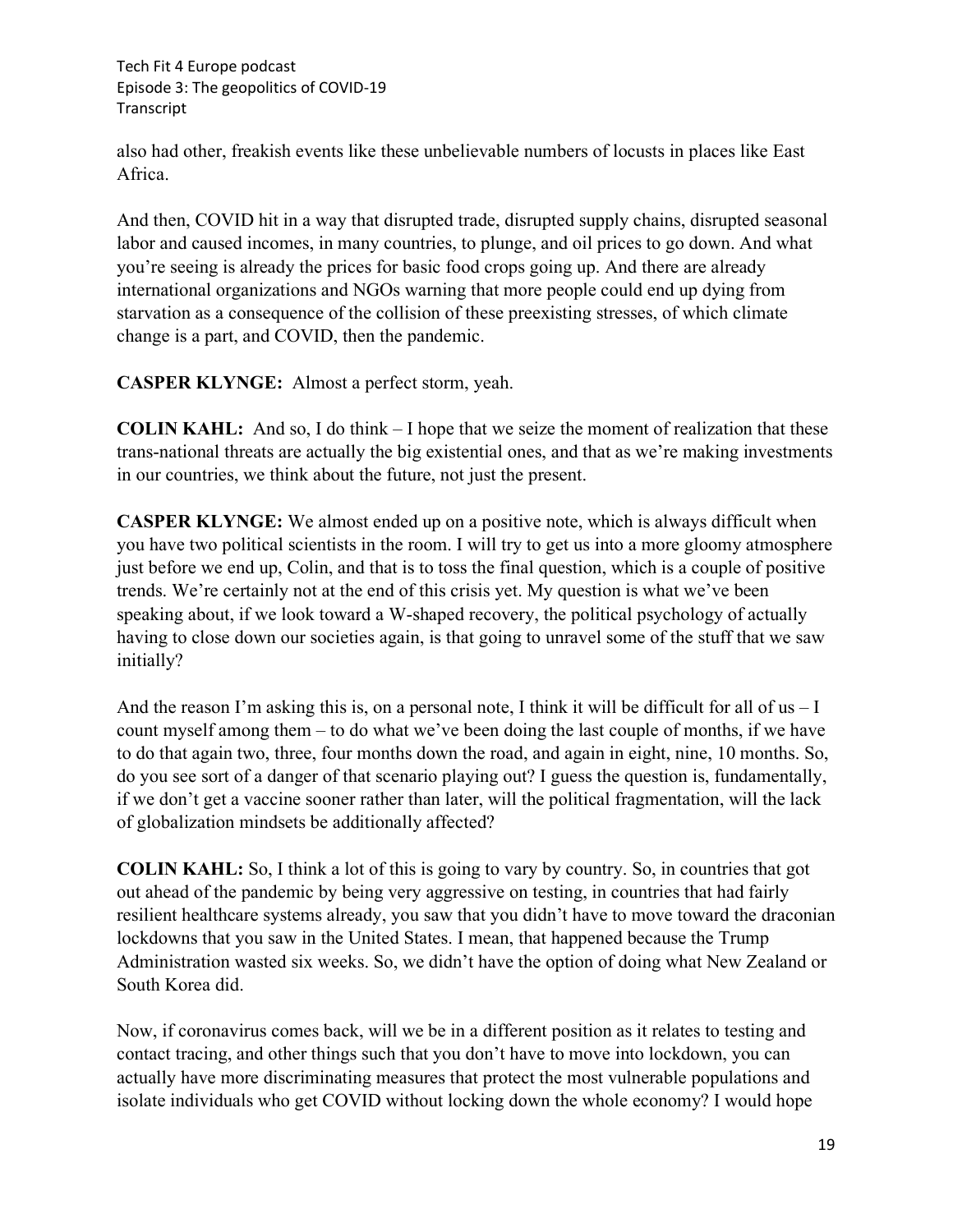also had other, freakish events like these unbelievable numbers of locusts in places like East Africa.

And then, COVID hit in a way that disrupted trade, disrupted supply chains, disrupted seasonal labor and caused incomes, in many countries, to plunge, and oil prices to go down. And what you're seeing is already the prices for basic food crops going up. And there are already international organizations and NGOs warning that more people could end up dying from starvation as a consequence of the collision of these preexisting stresses, of which climate change is a part, and COVID, then the pandemic.

**CASPER KLYNGE:** Almost a perfect storm, yeah.

**COLIN KAHL:** And so, I do think – I hope that we seize the moment of realization that these trans-national threats are actually the big existential ones, and that as we're making investments in our countries, we think about the future, not just the present.

**CASPER KLYNGE:** We almost ended up on a positive note, which is always difficult when you have two political scientists in the room. I will try to get us into a more gloomy atmosphere just before we end up, Colin, and that is to toss the final question, which is a couple of positive trends. We're certainly not at the end of this crisis yet. My question is what we've been speaking about, if we look toward a W-shaped recovery, the political psychology of actually having to close down our societies again, is that going to unravel some of the stuff that we saw initially?

And the reason I'm asking this is, on a personal note, I think it will be difficult for all of us – I count myself among them – to do what we've been doing the last couple of months, if we have to do that again two, three, four months down the road, and again in eight, nine, 10 months. So, do you see sort of a danger of that scenario playing out? I guess the question is, fundamentally, if we don't get a vaccine sooner rather than later, will the political fragmentation, will the lack of globalization mindsets be additionally affected?

**COLIN KAHL:** So, I think a lot of this is going to vary by country. So, in countries that got out ahead of the pandemic by being very aggressive on testing, in countries that had fairly resilient healthcare systems already, you saw that you didn't have to move toward the draconian lockdowns that you saw in the United States. I mean, that happened because the Trump Administration wasted six weeks. So, we didn't have the option of doing what New Zealand or South Korea did.

Now, if coronavirus comes back, will we be in a different position as it relates to testing and contact tracing, and other things such that you don't have to move into lockdown, you can actually have more discriminating measures that protect the most vulnerable populations and isolate individuals who get COVID without locking down the whole economy? I would hope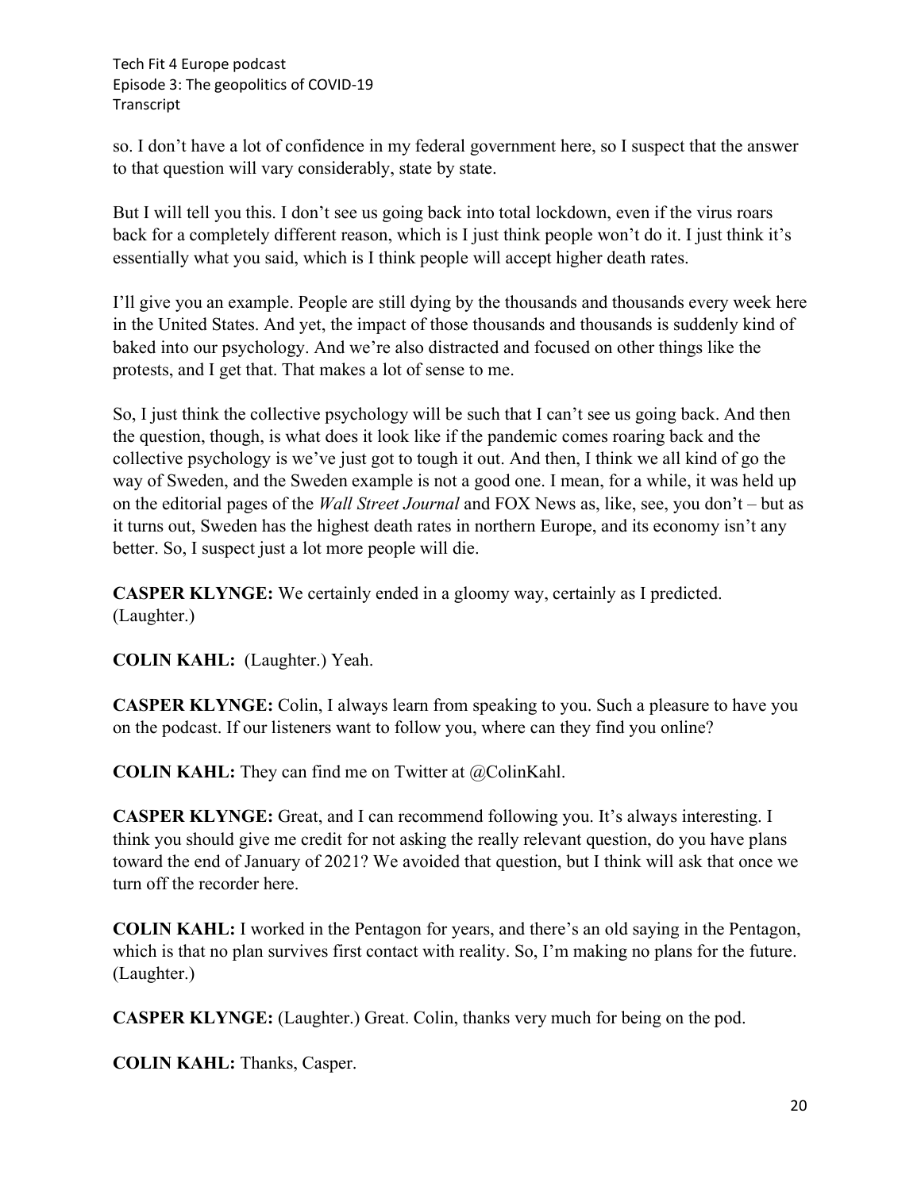so. I don't have a lot of confidence in my federal government here, so I suspect that the answer to that question will vary considerably, state by state.

But I will tell you this. I don't see us going back into total lockdown, even if the virus roars back for a completely different reason, which is I just think people won't do it. I just think it's essentially what you said, which is I think people will accept higher death rates.

I'll give you an example. People are still dying by the thousands and thousands every week here in the United States. And yet, the impact of those thousands and thousands is suddenly kind of baked into our psychology. And we're also distracted and focused on other things like the protests, and I get that. That makes a lot of sense to me.

So, I just think the collective psychology will be such that I can't see us going back. And then the question, though, is what does it look like if the pandemic comes roaring back and the collective psychology is we've just got to tough it out. And then, I think we all kind of go the way of Sweden, and the Sweden example is not a good one. I mean, for a while, it was held up on the editorial pages of the *Wall Street Journal* and FOX News as, like, see, you don't – but as it turns out, Sweden has the highest death rates in northern Europe, and its economy isn't any better. So, I suspect just a lot more people will die.

**CASPER KLYNGE:** We certainly ended in a gloomy way, certainly as I predicted. (Laughter.)

**COLIN KAHL:** (Laughter.) Yeah.

**CASPER KLYNGE:** Colin, I always learn from speaking to you. Such a pleasure to have you on the podcast. If our listeners want to follow you, where can they find you online?

**COLIN KAHL:** They can find me on Twitter at @ColinKahl.

**CASPER KLYNGE:** Great, and I can recommend following you. It's always interesting. I think you should give me credit for not asking the really relevant question, do you have plans toward the end of January of 2021? We avoided that question, but I think will ask that once we turn off the recorder here.

**COLIN KAHL:** I worked in the Pentagon for years, and there's an old saying in the Pentagon, which is that no plan survives first contact with reality. So, I'm making no plans for the future. (Laughter.)

**CASPER KLYNGE:** (Laughter.) Great. Colin, thanks very much for being on the pod.

**COLIN KAHL:** Thanks, Casper.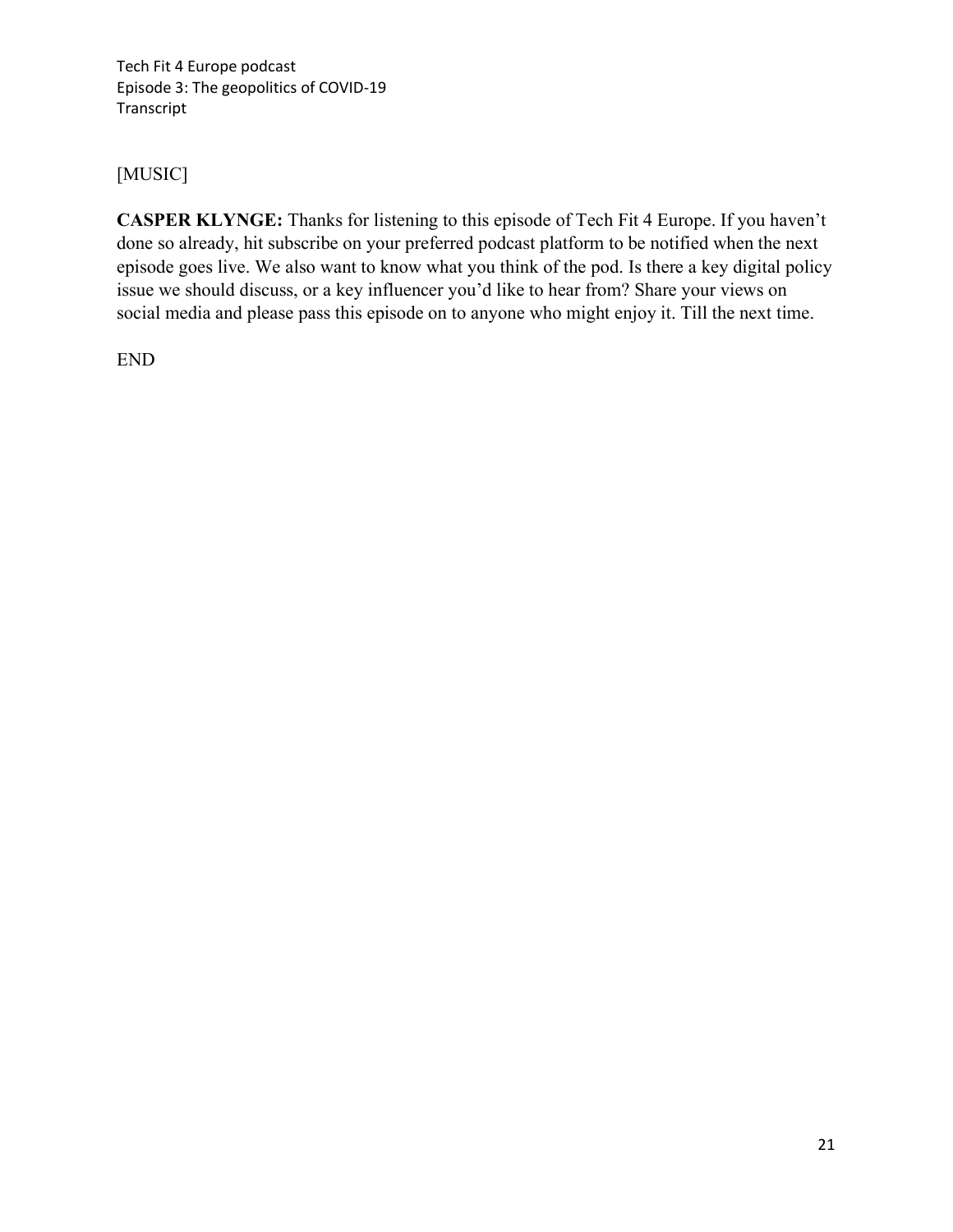[MUSIC]

**CASPER KLYNGE:** Thanks for listening to this episode of Tech Fit 4 Europe. If you haven't done so already, hit subscribe on your preferred podcast platform to be notified when the next episode goes live. We also want to know what you think of the pod. Is there a key digital policy issue we should discuss, or a key influencer you'd like to hear from? Share your views on social media and please pass this episode on to anyone who might enjoy it. Till the next time.

END